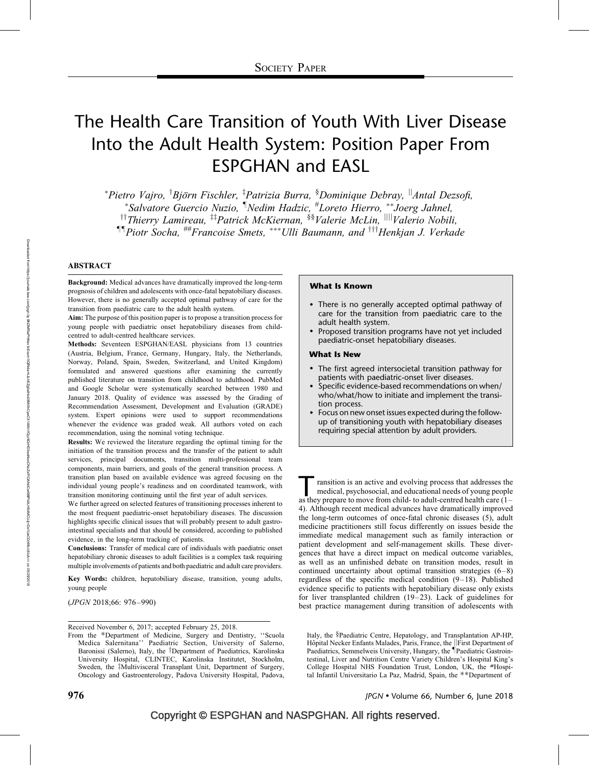Society Paper

# The Health Care Transition of Youth With Liver Disease Into the Adult Health System: Position Paper From ESPGHAN and EASL

*Pietro Vajro, †Björn Fischler, ‡Patrizia Burra, §Dominique Debray, ||Antal Dezsofi, *Salvatore Guercio Nuzio, ¶Nedim Hadzic, #Loreto Hierro, **Joerg Jahnel, ††Thierry Lamireau, ‡‡Patrick McKiernan, §§Valerie McLin, ||||Valerio Nobili, ¶¶Piotr Socha, ##Francoise Smets, ***Ulli Baumann, and †††Henkjan J. Verkade

## ABSTRACT

**Background:** Medical advances have dramatically improved the long-term prognosis of children and adolescents with once-fatal hepatobiliary diseases. However, there is no generally accepted optimal pathway of care for the transition from paediatric care to the adult health system.

**Aim:** The purpose of this position paper is to propose a transition process for young people with paediatric onset hepatobiliary diseases from child-centred to adult-centred healthcare services.

**Methods:** Seventeen ESPGHAN/EASL physicians from 13 countries (Austria, Belgium, France, Germany, Hungary, Italy, the Netherlands, Norway, Poland, Spain, Sweden, Switzerland, and United Kingdom) formulated and answered questions after examining the currently published literature on transition from childhood to adulthood. PubMed and Google Scholar were systematically searched between 1980 and January 2018. Quality of evidence was assessed by the Grading of Recommendation Assessment, Development and Evaluation (GRADE) system. Expert opinions were used to support recommendations whenever the evidence was graded weak. All authors voted on each recommendation, using the nominal voting technique.

**Results:** We reviewed the literature regarding the optimal timing for the initiation of the transition process and the transfer of the patient to adult services, principal documents, transition multi-professional team components, main barriers, and goals of the general transition process. A transition plan based on available evidence was agreed focusing on the individual young people's readiness and on coordinated teamwork, with transition monitoring continuing until the first year of adult services.

We further agreed on selected features of transitioning processes inherent to the most frequent paediatric-onset hepatobiliary diseases. The discussion highlights specific clinical issues that will probably present to adult gastrointestinal specialists and that should be considered, according to published evidence, in the long-term tracking of patients.

**Conclusions:** Transfer of medical care of individuals with paediatric onset hepatobiliary chronic diseases to adult facilities is a complex task requiring multiple involvements of patients and both paediatric and adult care providers.

**Key Words:** children, hepatobiliary disease, transition, young adults, young people

(*JPGN* 2018;66: 976–990)

> **What Is Known**
>
> - There is no generally accepted optimal pathway of care for the transition from paediatric care to the adult health system.
> - Proposed transition programs have not yet included paediatric-onset hepatobiliary diseases.
>
> **What Is New**
>
> - The first agreed intersocietal transition pathway for patients with paediatric-onset liver diseases.
> - Specific evidence-based recommendations on when/who/what/how to initiate and implement the transition process.
> - Focus on new onset issues expected during the follow-up of transitioning youth with hepatobiliary diseases requiring special attention by adult providers.

Transition is an active and evolving process that addresses the medical, psychosocial, and educational needs of young people as they prepare to move from child- to adult-centred health care (1–4). Although recent medical advances have dramatically improved the long-term outcomes of once-fatal chronic diseases (5), adult medicine practitioners still focus differently on issues beside the immediate medical management such as family interaction or patient development and self-management skills. These divergences that have a direct impact on medical outcome variables, as well as an unfinished debate on transition modes, result in continued uncertainty about optimal transition strategies (6–8) regardless of the specific medical condition (9–18). Published evidence specific to patients with hepatobiliary disease only exists for liver transplanted children (19–23). Lack of guidelines for best practice management during transition of adolescents with

Received November 6, 2017; accepted February 25, 2018.

From the *Department of Medicine, Surgery and Dentistry, "Scuola Medica Salernitana" Paediatric Section, University of Salerno, Baronissi (Salerno), Italy, the †Department of Paediatrics, Karolinska University Hospital, CLINTEC, Karolinska Institutet, Stockholm, Sweden, the ‡Multivisceral Transplant Unit, Department of Surgery, Oncology and Gastroenterology, Padova University Hospital, Padova, Italy, the §Paediatric Centre, Hepatology, and Transplantation AP-HP, Hôpital Necker Enfants Malades, Paris, France, the ||First Department of Paediatrics, Semmelweis University, Hungary, the ¶Paediatric Gastrointestinal, Liver and Nutrition Centre Variety Children's Hospital King's College Hospital NHS Foundation Trust, London, UK, the #Hospital Infantil Universitario La Paz, Madrid, Spain, the **Department of

Copyright © ESPGHAN and NASPGHAN. All rights reserved.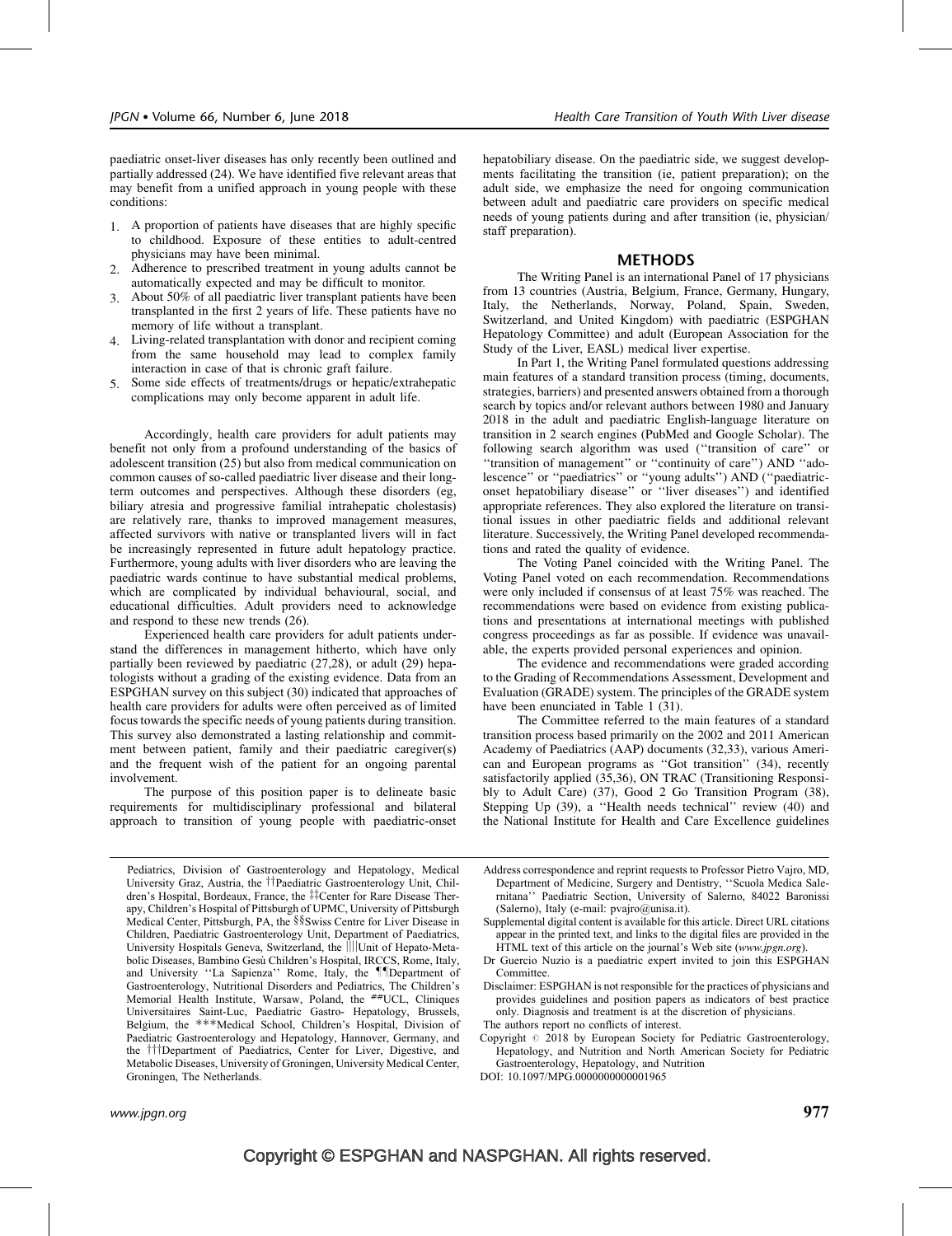paediatric onset-liver diseases has only recently been outlined and partially addressed (24). We have identified five relevant areas that may benefit from a unified approach in young people with these conditions:

1. A proportion of patients have diseases that are highly specific to childhood. Exposure of these entities to adult-centred physicians may have been minimal.
2. Adherence to prescribed treatment in young adults cannot be automatically expected and may be difficult to monitor.
3. About 50% of all paediatric liver transplant patients have been transplanted in the first 2 years of life. These patients have no memory of life without a transplant.
4. Living-related transplantation with donor and recipient coming from the same household may lead to complex family interaction in case of that is chronic graft failure.
5. Some side effects of treatments/drugs or hepatic/extrahepatic complications may only become apparent in adult life.

Accordingly, health care providers for adult patients may benefit not only from a profound understanding of the basics of adolescent transition (25) but also from medical communication on common causes of so-called paediatric liver disease and their long-term outcomes and perspectives. Although these disorders (eg, biliary atresia and progressive familial intrahepatic cholestasis) are relatively rare, thanks to improved management measures, affected survivors with native or transplanted livers will in fact be increasingly represented in future adult hepatology practice. Furthermore, young adults with liver disorders who are leaving the paediatric wards continue to have substantial medical problems, which are complicated by individual behavioural, social, and educational difficulties. Adult providers need to acknowledge and respond to these new trends (26).

Experienced health care providers for adult patients understand the differences in management hitherto, which have only partially been reviewed by paediatric (27,28), or adult (29) hepatologists without a grading of the existing evidence. Data from an ESPGHAN survey on this subject (30) indicated that approaches of health care providers for adults were often perceived as of limited focus towards the specific needs of young patients during transition. This survey also demonstrated a lasting relationship and commitment between patient, family and their paediatric caregiver(s) and the frequent wish of the patient for an ongoing parental involvement.

The purpose of this position paper is to delineate basic requirements for multidisciplinary professional and bilateral approach to transition of young people with paediatric-onset hepatobiliary disease. On the paediatric side, we suggest developments facilitating the transition (ie, patient preparation); on the adult side, we emphasize the need for ongoing communication between adult and paediatric care providers on specific medical needs of young patients during and after transition (ie, physician/staff preparation).

## METHODS

The Writing Panel is an international Panel of 17 physicians from 13 countries (Austria, Belgium, France, Germany, Hungary, Italy, the Netherlands, Norway, Poland, Spain, Sweden, Switzerland, and United Kingdom) with paediatric (ESPGHAN Hepatology Committee) and adult (European Association for the Study of the Liver, EASL) medical liver expertise.

In Part 1, the Writing Panel formulated questions addressing main features of a standard transition process (timing, documents, strategies, barriers) and presented answers obtained from a thorough search by topics and/or relevant authors between 1980 and January 2018 in the adult and paediatric English-language literature on transition in 2 search engines (PubMed and Google Scholar). The following search algorithm was used (''transition of care'' or ''transition of management'' or ''continuity of care'') AND ''adolescence'' or ''paediatrics'' or ''young adults'') AND (''paediatric-onset hepatobiliary disease'' or ''liver diseases'') and identified appropriate references. They also explored the literature on transitional issues in other paediatric fields and additional relevant literature. Successively, the Writing Panel developed recommendations and rated the quality of evidence.

The Voting Panel coincided with the Writing Panel. The Voting Panel voted on each recommendation. Recommendations were only included if consensus of at least 75% was reached. The recommendations were based on evidence from existing publications and presentations at international meetings with published congress proceedings as far as possible. If evidence was unavailable, the experts provided personal experiences and opinion.

The evidence and recommendations were graded according to the Grading of Recommendations Assessment, Development and Evaluation (GRADE) system. The principles of the GRADE system have been enunciated in Table 1 (31).

The Committee referred to the main features of a standard transition process based primarily on the 2002 and 2011 American Academy of Paediatrics (AAP) documents (32,33), various American and European programs as ''Got transition'' (34), recently satisfactorily applied (35,36), ON TRAC (Transitioning Responsibly to Adult Care) (37), Good 2 Go Transition Program (38), Stepping Up (39), a ''Health needs technical'' review (40) and the National Institute for Health and Care Excellence guidelines

---

Pediatrics, Division of Gastroenterology and Hepatology, Medical University Graz, Austria, the [††]Paediatric Gastroenterology Unit, Children's Hospital, Bordeaux, France, the [‡‡]Center for Rare Disease Therapy, Children's Hospital of Pittsburgh of UPMC, University of Pittsburgh Medical Center, Pittsburgh, PA, the [§§]Swiss Centre for Liver Disease in Children, Paediatric Gastroenterology Unit, Department of Paediatrics, University Hospitals Geneva, Switzerland, the [||||]Unit of Hepato-Metabolic Diseases, Bambino Gesù Children's Hospital, IRCCS, Rome, Italy, and University ''La Sapienza'' Rome, Italy, the [¶¶]Department of Gastroenterology, Nutritional Disorders and Pediatrics, The Children's Memorial Health Institute, Warsaw, Poland, the [##]UCL, Cliniques Universitaires Saint-Luc, Paediatric Gastro- Hepatology, Brussels, Belgium, the [***]Medical School, Children's Hospital, Division of Paediatric Gastroenterology and Hepatology, Hannover, Germany, and the [†††]Department of Paediatrics, Center for Liver, Digestive, and Metabolic Diseases, University of Groningen, University Medical Center, Groningen, The Netherlands.

Address correspondence and reprint requests to Professor Pietro Vajro, MD, Department of Medicine, Surgery and Dentistry, ''Scuola Medica Salernitana'' Paediatric Section, University of Salerno, 84022 Baronissi (Salerno), Italy (e-mail: pvajro@unisa.it).

Supplemental digital content is available for this article. Direct URL citations appear in the printed text, and links to the digital files are provided in the HTML text of this article on the journal's Web site (*www.jpgn.org*).

Dr Guercio Nuzio is a paediatric expert invited to join this ESPGHAN Committee.

Disclaimer: ESPGHAN is not responsible for the practices of physicians and provides guidelines and position papers as indicators of best practice only. Diagnosis and treatment is at the discretion of physicians.

The authors report no conflicts of interest.

Copyright © 2018 by European Society for Pediatric Gastroenterology, Hepatology, and Nutrition and North American Society for Pediatric Gastroenterology, Hepatology, and Nutrition

DOI: 10.1097/MPG.0000000000001965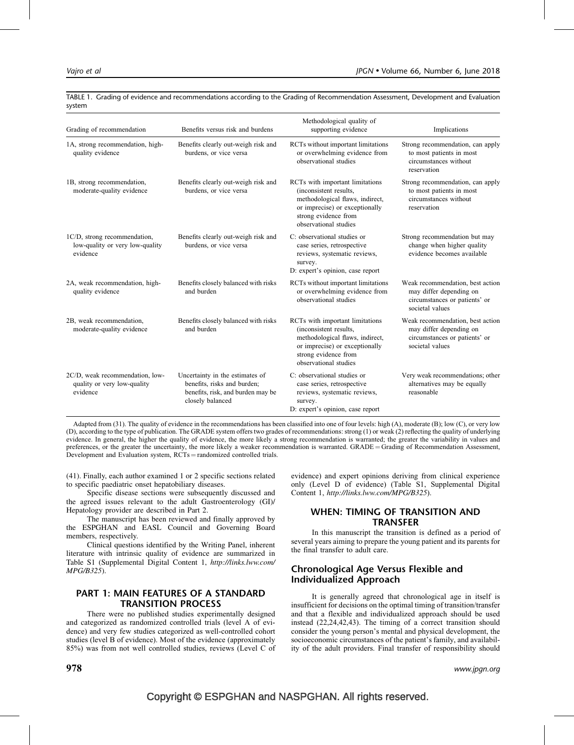TABLE 1. Grading of evidence and recommendations according to the Grading of Recommendation Assessment, Development and Evaluation system

| Grading of recommendation | Benefits versus risk and burdens | Methodological quality of supporting evidence | Implications |
|---|---|---|---|
| 1A, strong recommendation, high-quality evidence | Benefits clearly out-weigh risk and burdens, or vice versa | RCTs without important limitations or overwhelming evidence from observational studies | Strong recommendation, can apply to most patients in most circumstances without reservation |
| 1B, strong recommendation, moderate-quality evidence | Benefits clearly out-weigh risk and burdens, or vice versa | RCTs with important limitations (inconsistent results, methodological flaws, indirect, or imprecise) or exceptionally strong evidence from observational studies | Strong recommendation, can apply to most patients in most circumstances without reservation |
| 1C/D, strong recommendation, low-quality or very low-quality evidence | Benefits clearly out-weigh risk and burdens, or vice versa | C: observational studies or case series, retrospective reviews, systematic reviews, survey. D: expert's opinion, case report | Strong recommendation but may change when higher quality evidence becomes available |
| 2A, weak recommendation, high-quality evidence | Benefits closely balanced with risks and burden | RCTs without important limitations or overwhelming evidence from observational studies | Weak recommendation, best action may differ depending on circumstances or patients' or societal values |
| 2B, weak recommendation, moderate-quality evidence | Benefits closely balanced with risks and burden | RCTs with important limitations (inconsistent results, methodological flaws, indirect, or imprecise) or exceptionally strong evidence from observational studies | Weak recommendation, best action may differ depending on circumstances or patients' or societal values |
| 2C/D, weak recommendation, low-quality or very low-quality evidence | Uncertainty in the estimates of benefits, risks and burden; benefits, risk, and burden may be closely balanced | C: observational studies or case series, retrospective reviews, systematic reviews, survey. D: expert's opinion, case report | Very weak recommendations; other alternatives may be equally reasonable |

Adapted from (31). The quality of evidence in the recommendations has been classified into one of four levels: high (A), moderate (B); low (C), or very low (D), according to the type of publication. The GRADE system offers two grades of recommendations: strong (1) or weak (2) reflecting the quality of underlying evidence. In general, the higher the quality of evidence, the more likely a strong recommendation is warranted; the greater the variability in values and preferences, or the greater the uncertainty, the more likely a weaker recommendation is warranted. GRADE = Grading of Recommendation Assessment, Development and Evaluation system, RCTs = randomized controlled trials.

(41). Finally, each author examined 1 or 2 specific sections related to specific paediatric onset hepatobiliary diseases.

Specific disease sections were subsequently discussed and the agreed issues relevant to the adult Gastroenterology (GI)/Hepatology provider are described in Part 2.

The manuscript has been reviewed and finally approved by the ESPGHAN and EASL Council and Governing Board members, respectively.

Clinical questions identified by the Writing Panel, inherent literature with intrinsic quality of evidence are summarized in Table S1 (Supplemental Digital Content 1, *http://links.lww.com/MPG/B325*).

## PART 1: MAIN FEATURES OF A STANDARD TRANSITION PROCESS

There were no published studies experimentally designed and categorized as randomized controlled trials (level A of evidence) and very few studies categorized as well-controlled cohort studies (level B of evidence). Most of the evidence (approximately 85%) was from not well controlled studies, reviews (Level C of evidence) and expert opinions deriving from clinical experience only (Level D of evidence) (Table S1, Supplemental Digital Content 1, *http://links.lww.com/MPG/B325*).

## WHEN: TIMING OF TRANSITION AND TRANSFER

In this manuscript the transition is defined as a period of several years aiming to prepare the young patient and its parents for the final transfer to adult care.

### Chronological Age Versus Flexible and Individualized Approach

It is generally agreed that chronological age in itself is insufficient for decisions on the optimal timing of transition/transfer and that a flexible and individualized approach should be used instead (22,24,42,43). The timing of a correct transition should consider the young person's mental and physical development, the socioeconomic circumstances of the patient's family, and availability of the adult providers. Final transfer of responsibility should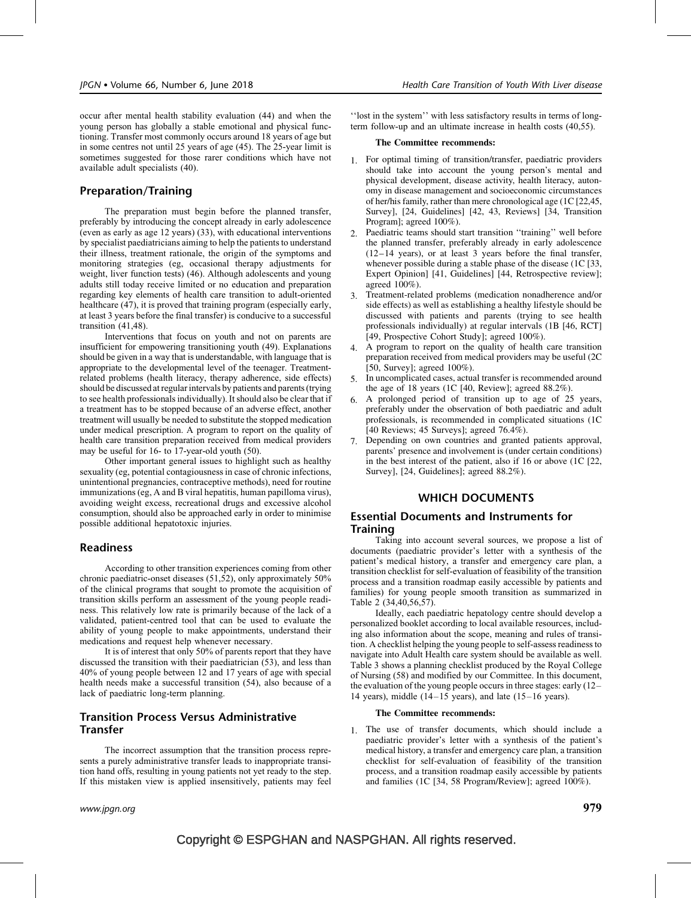occur after mental health stability evaluation (44) and when the young person has globally a stable emotional and physical functioning. Transfer most commonly occurs around 18 years of age but in some centres not until 25 years of age (45). The 25-year limit is sometimes suggested for those rarer conditions which have not available adult specialists (40).

## Preparation/Training

The preparation must begin before the planned transfer, preferably by introducing the concept already in early adolescence (even as early as age 12 years) (33), with educational interventions by specialist paediatricians aiming to help the patients to understand their illness, treatment rationale, the origin of the symptoms and monitoring strategies (eg, occasional therapy adjustments for weight, liver function tests) (46). Although adolescents and young adults still today receive limited or no education and preparation regarding key elements of health care transition to adult-oriented healthcare (47), it is proved that training program (especially early, at least 3 years before the final transfer) is conducive to a successful transition (41,48).

Interventions that focus on youth and not on parents are insufficient for empowering transitioning youth (49). Explanations should be given in a way that is understandable, with language that is appropriate to the developmental level of the teenager. Treatment-related problems (health literacy, therapy adherence, side effects) should be discussed at regular intervals by patients and parents (trying to see health professionals individually). It should also be clear that if a treatment has to be stopped because of an adverse effect, another treatment will usually be needed to substitute the stopped medication under medical prescription. A program to report on the quality of health care transition preparation received from medical providers may be useful for 16- to 17-year-old youth (50).

Other important general issues to highlight such as healthy sexuality (eg, potential contagiousness in case of chronic infections, unintentional pregnancies, contraceptive methods), need for routine immunizations (eg, A and B viral hepatitis, human papilloma virus), avoiding weight excess, recreational drugs and excessive alcohol consumption, should also be approached early in order to minimise possible additional hepatotoxic injuries.

## Readiness

According to other transition experiences coming from other chronic paediatric-onset diseases (51,52), only approximately 50% of the clinical programs that sought to promote the acquisition of transition skills perform an assessment of the young people readiness. This relatively low rate is primarily because of the lack of a validated, patient-centred tool that can be used to evaluate the ability of young people to make appointments, understand their medications and request help whenever necessary.

It is of interest that only 50% of parents report that they have discussed the transition with their paediatrician (53), and less than 40% of young people between 12 and 17 years of age with special health needs make a successful transition (54), also because of a lack of paediatric long-term planning.

## Transition Process Versus Administrative Transfer

The incorrect assumption that the transition process represents a purely administrative transfer leads to inappropriate transition hand offs, resulting in young patients not yet ready to the step. If this mistaken view is applied insensitively, patients may feel ''lost in the system'' with less satisfactory results in terms of long-term follow-up and an ultimate increase in health costs (40,55).

**The Committee recommends:**

1. For optimal timing of transition/transfer, paediatric providers should take into account the young person's mental and physical development, disease activity, health literacy, autonomy in disease management and socioeconomic circumstances of her/his family, rather than mere chronological age (1C [22,45, Survey], [24, Guidelines] [42, 43, Reviews] [34, Transition Program]; agreed 100%).
2. Paediatric teams should start transition ''training'' well before the planned transfer, preferably already in early adolescence (12–14 years), or at least 3 years before the final transfer, whenever possible during a stable phase of the disease (1C [33, Expert Opinion] [41, Guidelines] [44, Retrospective review]; agreed 100%).
3. Treatment-related problems (medication nonadherence and/or side effects) as well as establishing a healthy lifestyle should be discussed with patients and parents (trying to see health professionals individually) at regular intervals (1B [46, RCT] [49, Prospective Cohort Study]; agreed 100%).
4. A program to report on the quality of health care transition preparation received from medical providers may be useful (2C [50, Survey]; agreed 100%).
5. In uncomplicated cases, actual transfer is recommended around the age of 18 years (1C [40, Review]; agreed 88.2%).
6. A prolonged period of transition up to age of 25 years, preferably under the observation of both paediatric and adult professionals, is recommended in complicated situations (1C [40 Reviews; 45 Surveys]; agreed 76.4%).
7. Depending on own countries and granted patients approval, parents' presence and involvement is (under certain conditions) in the best interest of the patient, also if 16 or above (1C [22, Survey], [24, Guidelines]; agreed 88.2%).

# WHICH DOCUMENTS

## Essential Documents and Instruments for Training

Taking into account several sources, we propose a list of documents (paediatric provider's letter with a synthesis of the patient's medical history, a transfer and emergency care plan, a transition checklist for self-evaluation of feasibility of the transition process and a transition roadmap easily accessible by patients and families) for young people smooth transition as summarized in Table 2 (34,40,56,57).

Ideally, each paediatric hepatology centre should develop a personalized booklet according to local available resources, including also information about the scope, meaning and rules of transition. A checklist helping the young people to self-assess readiness to navigate into Adult Health care system should be available as well. Table 3 shows a planning checklist produced by the Royal College of Nursing (58) and modified by our Committee. In this document, the evaluation of the young people occurs in three stages: early (12–14 years), middle (14–15 years), and late (15–16 years).

**The Committee recommends:**

1. The use of transfer documents, which should include a paediatric provider's letter with a synthesis of the patient's medical history, a transfer and emergency care plan, a transition checklist for self-evaluation of feasibility of the transition process, and a transition roadmap easily accessible by patients and families (1C [34, 58 Program/Review]; agreed 100%).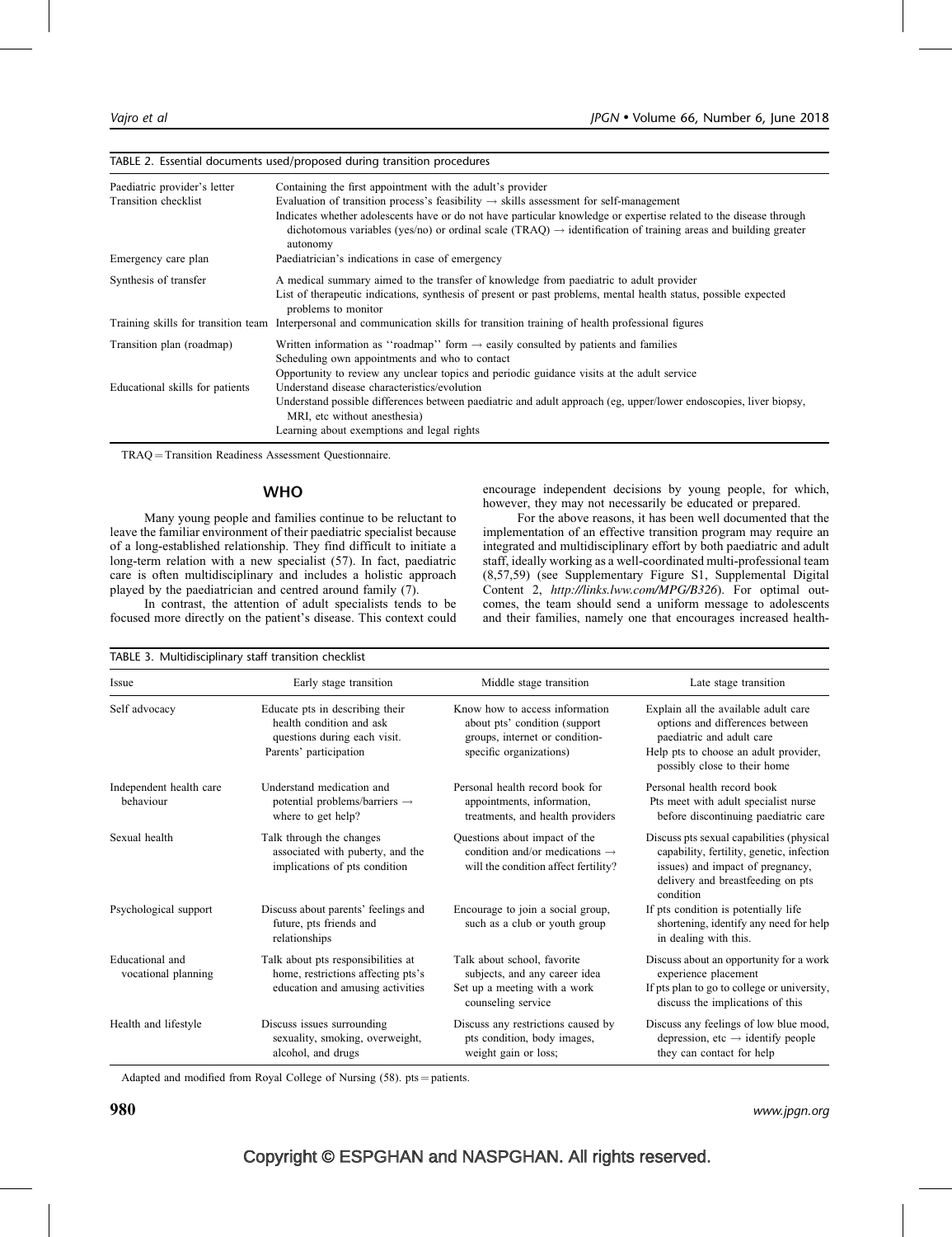TABLE 2. Essential documents used/proposed during transition procedures

| | |
|---|---|
| Paediatric provider's letter | Containing the first appointment with the adult's provider |
| Transition checklist | Evaluation of transition process's feasibility → skills assessment for self-management<br>Indicates whether adolescents have or do not have particular knowledge or expertise related to the disease through dichotomous variables (yes/no) or ordinal scale (TRAQ) → identification of training areas and building greater autonomy |
| Emergency care plan | Paediatrician's indications in case of emergency |
| Synthesis of transfer | A medical summary aimed to the transfer of knowledge from paediatric to adult provider<br>List of therapeutic indications, synthesis of present or past problems, mental health status, possible expected problems to monitor |
| Training skills for transition team | Interpersonal and communication skills for transition training of health professional figures |
| Transition plan (roadmap) | Written information as ''roadmap'' form → easily consulted by patients and families<br>Scheduling own appointments and who to contact<br>Opportunity to review any unclear topics and periodic guidance visits at the adult service |
| Educational skills for patients | Understand disease characteristics/evolution<br>Understand possible differences between paediatric and adult approach (eg, upper/lower endoscopies, liver biopsy, MRI, etc without anesthesia)<br>Learning about exemptions and legal rights |

TRAQ = Transition Readiness Assessment Questionnaire.

## WHO

Many young people and families continue to be reluctant to leave the familiar environment of their paediatric specialist because of a long-established relationship. They find difficult to initiate a long-term relation with a new specialist (57). In fact, paediatric care is often multidisciplinary and includes a holistic approach played by the paediatrician and centred around family (7).

In contrast, the attention of adult specialists tends to be focused more directly on the patient's disease. This context could encourage independent decisions by young people, for which, however, they may not necessarily be educated or prepared.

For the above reasons, it has been well documented that the implementation of an effective transition program may require an integrated and multidisciplinary effort by both paediatric and adult staff, ideally working as a well-coordinated multi-professional team (8,57,59) (see Supplementary Figure S1, Supplemental Digital Content 2, *http://links.lww.com/MPG/B326*). For optimal outcomes, the team should send a uniform message to adolescents and their families, namely one that encourages increased health-

TABLE 3. Multidisciplinary staff transition checklist

| Issue | Early stage transition | Middle stage transition | Late stage transition |
|---|---|---|---|
| Self advocacy | Educate pts in describing their health condition and ask questions during each visit.<br>Parents' participation | Know how to access information about pts' condition (support groups, internet or condition-specific organizations) | Explain all the available adult care options and differences between paediatric and adult care<br>Help pts to choose an adult provider, possibly close to their home |
| Independent health care behaviour | Understand medication and potential problems/barriers → where to get help? | Personal health record book for appointments, information, treatments, and health providers | Personal health record book<br>Pts meet with adult specialist nurse before discontinuing paediatric care |
| Sexual health | Talk through the changes associated with puberty, and the implications of pts condition | Questions about impact of the condition and/or medications → will the condition affect fertility? | Discuss pts sexual capabilities (physical capability, fertility, genetic, infection issues) and impact of pregnancy, delivery and breastfeeding on pts condition |
| Psychological support | Discuss about parents' feelings and future, pts friends and relationships | Encourage to join a social group, such as a club or youth group | If pts condition is potentially life shortening, identify any need for help in dealing with this. |
| Educational and vocational planning | Talk about pts responsibilities at home, restrictions affecting pts's education and amusing activities | Talk about school, favorite subjects, and any career idea<br>Set up a meeting with a work counseling service | Discuss about an opportunity for a work experience placement<br>If pts plan to go to college or university, discuss the implications of this |
| Health and lifestyle | Discuss issues surrounding sexuality, smoking, overweight, alcohol, and drugs | Discuss any restrictions caused by pts condition, body images, weight gain or loss; | Discuss any feelings of low blue mood, depression, etc → identify people they can contact for help |

Adapted and modified from Royal College of Nursing (58). pts = patients.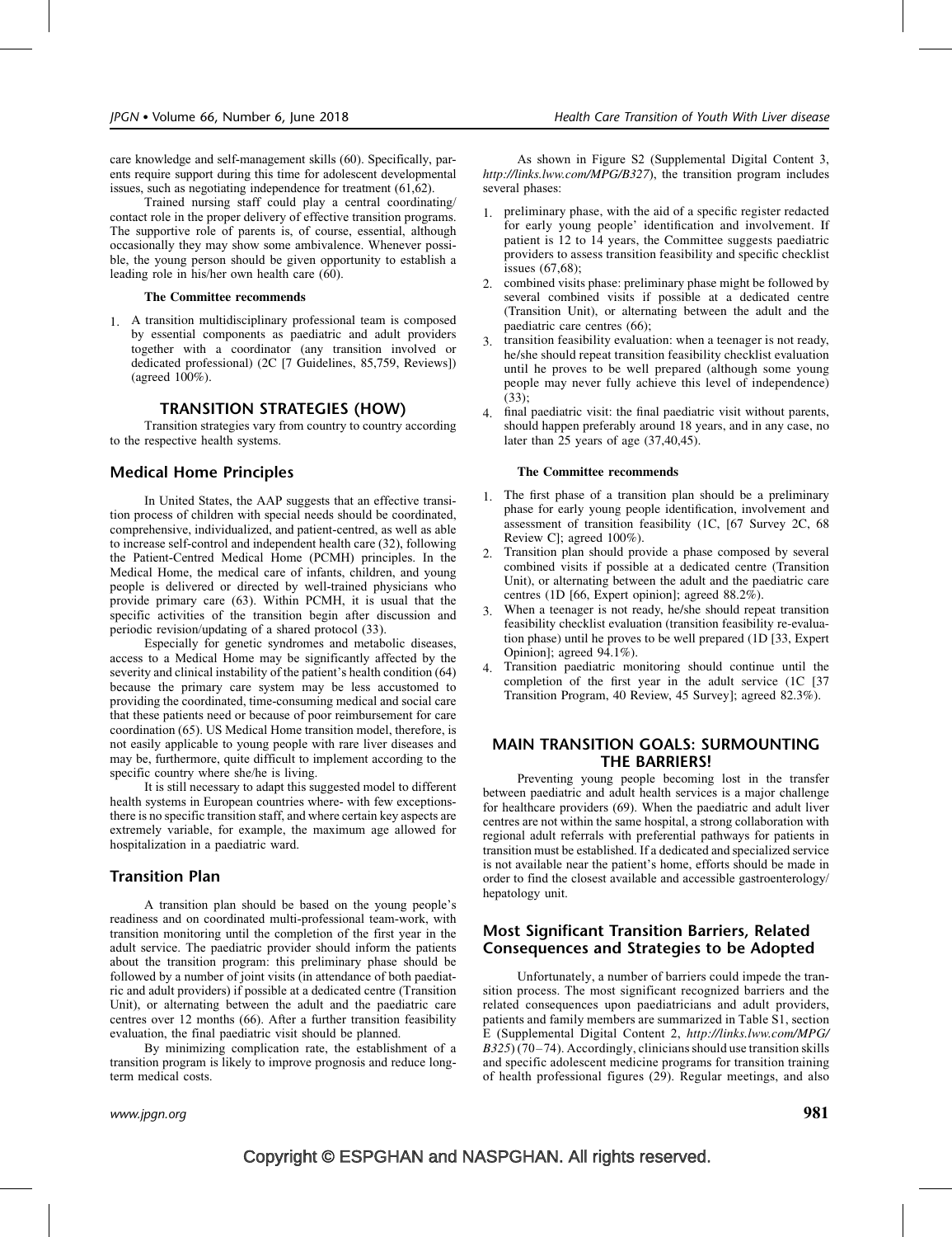care knowledge and self-management skills (60). Specifically, parents require support during this time for adolescent developmental issues, such as negotiating independence for treatment (61,62).

Trained nursing staff could play a central coordinating/contact role in the proper delivery of effective transition programs. The supportive role of parents is, of course, essential, although occasionally they may show some ambivalence. Whenever possible, the young person should be given opportunity to establish a leading role in his/her own health care (60).

**The Committee recommends**

1. A transition multidisciplinary professional team is composed by essential components as paediatric and adult providers together with a coordinator (any transition involved or dedicated professional) (2C [7 Guidelines, 85,759, Reviews]) (agreed 100%).

## TRANSITION STRATEGIES (HOW)

Transition strategies vary from country to country according to the respective health systems.

### Medical Home Principles

In United States, the AAP suggests that an effective transition process of children with special needs should be coordinated, comprehensive, individualized, and patient-centred, as well as able to increase self-control and independent health care (32), following the Patient-Centred Medical Home (PCMH) principles. In the Medical Home, the medical care of infants, children, and young people is delivered or directed by well-trained physicians who provide primary care (63). Within PCMH, it is usual that the specific activities of the transition begin after discussion and periodic revision/updating of a shared protocol (33).

Especially for genetic syndromes and metabolic diseases, access to a Medical Home may be significantly affected by the severity and clinical instability of the patient's health condition (64) because the primary care system may be less accustomed to providing the coordinated, time-consuming medical and social care that these patients need or because of poor reimbursement for care coordination (65). US Medical Home transition model, therefore, is not easily applicable to young people with rare liver diseases and may be, furthermore, quite difficult to implement according to the specific country where she/he is living.

It is still necessary to adapt this suggested model to different health systems in European countries where- with few exceptions- there is no specific transition staff, and where certain key aspects are extremely variable, for example, the maximum age allowed for hospitalization in a paediatric ward.

### Transition Plan

A transition plan should be based on the young people's readiness and on coordinated multi-professional team-work, with transition monitoring until the completion of the first year in the adult service. The paediatric provider should inform the patients about the transition program: this preliminary phase should be followed by a number of joint visits (in attendance of both paediatric and adult providers) if possible at a dedicated centre (Transition Unit), or alternating between the adult and the paediatric care centres over 12 months (66). After a further transition feasibility evaluation, the final paediatric visit should be planned.

By minimizing complication rate, the establishment of a transition program is likely to improve prognosis and reduce long-term medical costs.

As shown in Figure S2 (Supplemental Digital Content 3, *http://links.lww.com/MPG/B327*), the transition program includes several phases:

1. preliminary phase, with the aid of a specific register redacted for early young people' identification and involvement. If patient is 12 to 14 years, the Committee suggests paediatric providers to assess transition feasibility and specific checklist issues (67,68);
2. combined visits phase: preliminary phase might be followed by several combined visits if possible at a dedicated centre (Transition Unit), or alternating between the adult and the paediatric care centres (66);
3. transition feasibility evaluation: when a teenager is not ready, he/she should repeat transition feasibility checklist evaluation until he proves to be well prepared (although some young people may never fully achieve this level of independence) (33);
4. final paediatric visit: the final paediatric visit without parents, should happen preferably around 18 years, and in any case, no later than 25 years of age (37,40,45).

**The Committee recommends**

1. The first phase of a transition plan should be a preliminary phase for early young people identification, involvement and assessment of transition feasibility (1C, [67 Survey 2C, 68 Review C]; agreed 100%).
2. Transition plan should provide a phase composed by several combined visits if possible at a dedicated centre (Transition Unit), or alternating between the adult and the paediatric care centres (1D [66, Expert opinion]; agreed 88.2%).
3. When a teenager is not ready, he/she should repeat transition feasibility checklist evaluation (transition feasibility re-evaluation phase) until he proves to be well prepared (1D [33, Expert Opinion]; agreed 94.1%).
4. Transition paediatric monitoring should continue until the completion of the first year in the adult service (1C [37 Transition Program, 40 Review, 45 Survey]; agreed 82.3%).

## MAIN TRANSITION GOALS: SURMOUNTING THE BARRIERS!

Preventing young people becoming lost in the transfer between paediatric and adult health services is a major challenge for healthcare providers (69). When the paediatric and adult liver centres are not within the same hospital, a strong collaboration with regional adult referrals with preferential pathways for patients in transition must be established. If a dedicated and specialized service is not available near the patient's home, efforts should be made in order to find the closest available and accessible gastroenterology/hepatology unit.

### Most Significant Transition Barriers, Related Consequences and Strategies to be Adopted

Unfortunately, a number of barriers could impede the transition process. The most significant recognized barriers and the related consequences upon paediatricians and adult providers, patients and family members are summarized in Table S1, section E (Supplemental Digital Content 2, *http://links.lww.com/MPG/B325*) (70–74). Accordingly, clinicians should use transition skills and specific adolescent medicine programs for transition training of health professional figures (29). Regular meetings, and also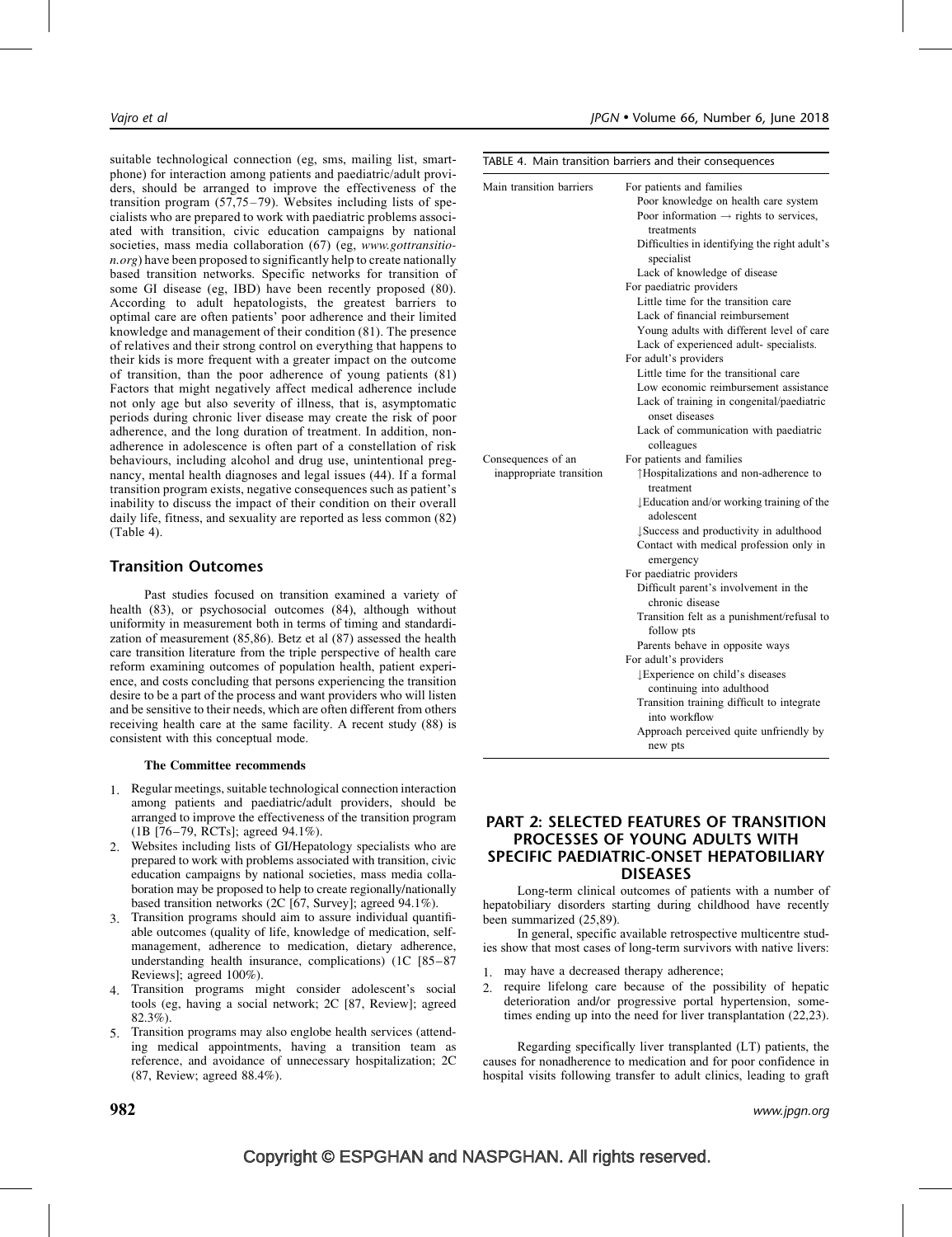suitable technological connection (eg, sms, mailing list, smartphone) for interaction among patients and paediatric/adult providers, should be arranged to improve the effectiveness of the transition program (57,75–79). Websites including lists of specialists who are prepared to work with paediatric problems associated with transition, civic education campaigns by national societies, mass media collaboration (67) (eg, *www.gottransition.org*) have been proposed to significantly help to create nationally based transition networks. Specific networks for transition of some GI disease (eg, IBD) have been recently proposed (80). According to adult hepatologists, the greatest barriers to optimal care are often patients' poor adherence and their limited knowledge and management of their condition (81). The presence of relatives and their strong control on everything that happens to their kids is more frequent with a greater impact on the outcome of transition, than the poor adherence of young patients (81) Factors that might negatively affect medical adherence include not only age but also severity of illness, that is, asymptomatic periods during chronic liver disease may create the risk of poor adherence, and the long duration of treatment. In addition, nonadherence in adolescence is often part of a constellation of risk behaviours, including alcohol and drug use, unintentional pregnancy, mental health diagnoses and legal issues (44). If a formal transition program exists, negative consequences such as patient's inability to discuss the impact of their condition on their overall daily life, fitness, and sexuality are reported as less common (82) (Table 4).

## Transition Outcomes

Past studies focused on transition examined a variety of health (83), or psychosocial outcomes (84), although without uniformity in measurement both in terms of timing and standardization of measurement (85,86). Betz et al (87) assessed the health care transition literature from the triple perspective of health care reform examining outcomes of population health, patient experience, and costs concluding that persons experiencing the transition desire to be a part of the process and want providers who will listen and be sensitive to their needs, which are often different from others receiving health care at the same facility. A recent study (88) is consistent with this conceptual mode.

**The Committee recommends**

1. Regular meetings, suitable technological connection interaction among patients and paediatric/adult providers, should be arranged to improve the effectiveness of the transition program (1B [76–79, RCTs]; agreed 94.1%).
2. Websites including lists of GI/Hepatology specialists who are prepared to work with problems associated with transition, civic education campaigns by national societies, mass media collaboration may be proposed to help to create regionally/nationally based transition networks (2C [67, Survey]; agreed 94.1%).
3. Transition programs should aim to assure individual quantifiable outcomes (quality of life, knowledge of medication, self-management, adherence to medication, dietary adherence, understanding health insurance, complications) (1C [85–87 Reviews]; agreed 100%).
4. Transition programs might consider adolescent's social tools (eg, having a social network; 2C [87, Review]; agreed 82.3%).
5. Transition programs may also englobe health services (attending medical appointments, having a transition team as reference, and avoidance of unnecessary hospitalization; 2C (87, Review; agreed 88.4%).

TABLE 4. Main transition barriers and their consequences

| | |
|---|---|
| Main transition barriers | For patients and families |
| | Poor knowledge on health care system |
| | Poor information → rights to services, treatments |
| | Difficulties in identifying the right adult's specialist |
| | Lack of knowledge of disease |
| | For paediatric providers |
| | Little time for the transition care |
| | Lack of financial reimbursement |
| | Young adults with different level of care |
| | Lack of experienced adult- specialists. |
| | For adult's providers |
| | Little time for the transitional care |
| | Low economic reimbursement assistance |
| | Lack of training in congenital/paediatric onset diseases |
| | Lack of communication with paediatric colleagues |
| Consequences of an inappropriate transition | For patients and families |
| | ↑Hospitalizations and non-adherence to treatment |
| | ↓Education and/or working training of the adolescent |
| | ↓Success and productivity in adulthood |
| | Contact with medical profession only in emergency |
| | For paediatric providers |
| | Difficult parent's involvement in the chronic disease |
| | Transition felt as a punishment/refusal to follow pts |
| | Parents behave in opposite ways |
| | For adult's providers |
| | ↓Experience on child's diseases continuing into adulthood |
| | Transition training difficult to integrate into workflow |
| | Approach perceived quite unfriendly by new pts |

## PART 2: SELECTED FEATURES OF TRANSITION PROCESSES OF YOUNG ADULTS WITH SPECIFIC PAEDIATRIC-ONSET HEPATOBILIARY DISEASES

Long-term clinical outcomes of patients with a number of hepatobiliary disorders starting during childhood have recently been summarized (25,89).

In general, specific available retrospective multicentre studies show that most cases of long-term survivors with native livers:

1. may have a decreased therapy adherence;
2. require lifelong care because of the possibility of hepatic deterioration and/or progressive portal hypertension, sometimes ending up into the need for liver transplantation (22,23).

Regarding specifically liver transplanted (LT) patients, the causes for nonadherence to medication and for poor confidence in hospital visits following transfer to adult clinics, leading to graft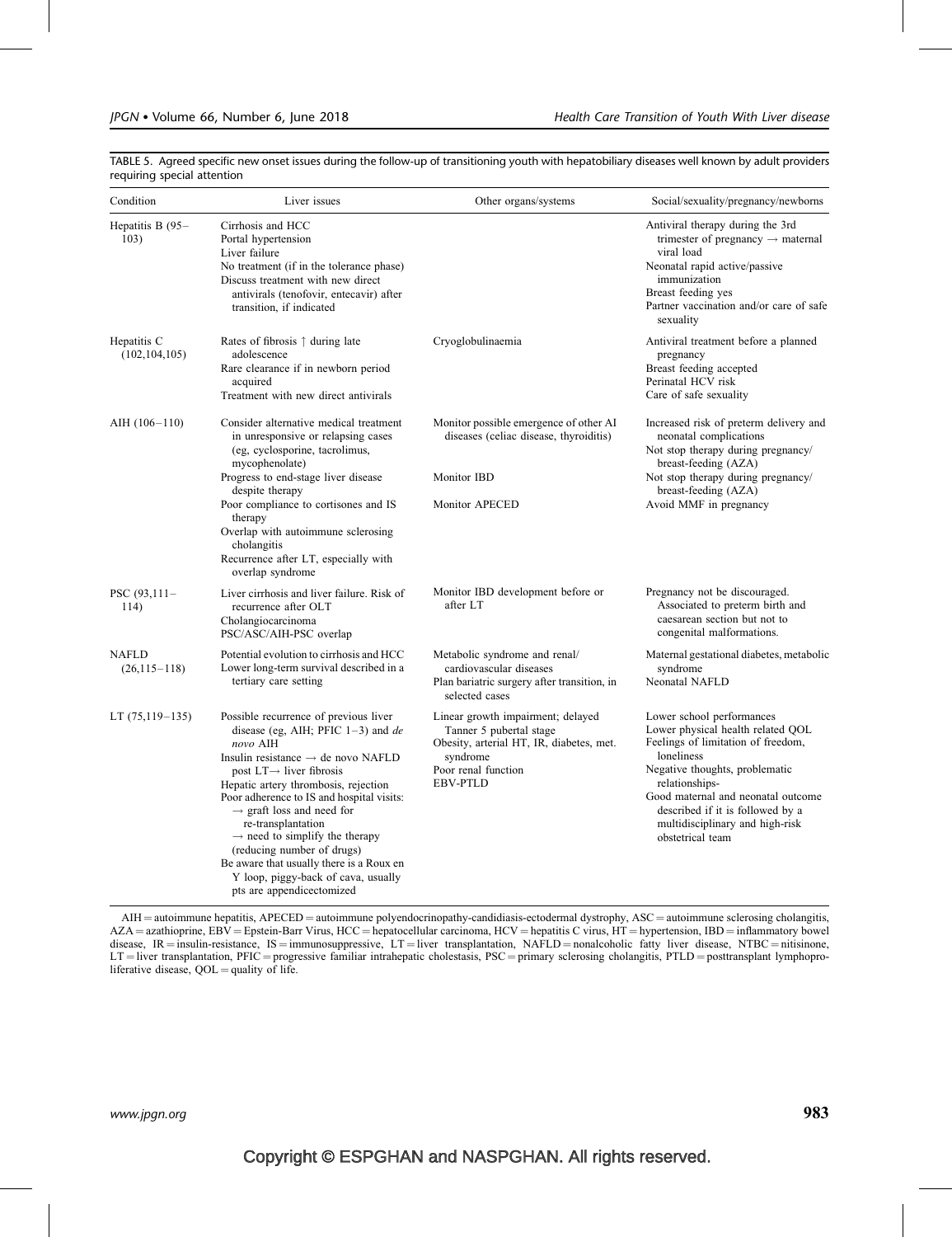TABLE 5. Agreed specific new onset issues during the follow-up of transitioning youth with hepatobiliary diseases well known by adult providers requiring special attention

| Condition | Liver issues | Other organs/systems | Social/sexuality/pregnancy/newborns |
|---|---|---|---|
| Hepatitis B (95–103) | Cirrhosis and HCC<br>Portal hypertension<br>Liver failure<br>No treatment (if in the tolerance phase)<br>Discuss treatment with new direct antivirals (tenofovir, entecavir) after transition, if indicated | | Antiviral therapy during the 3rd trimester of pregnancy → maternal viral load<br>Neonatal rapid active/passive immunization<br>Breast feeding yes<br>Partner vaccination and/or care of safe sexuality |
| Hepatitis C (102,104,105) | Rates of fibrosis ↑ during late adolescence<br>Rare clearance if in newborn period acquired<br>Treatment with new direct antivirals | Cryoglobulinaemia | Antiviral treatment before a planned pregnancy<br>Breast feeding accepted<br>Perinatal HCV risk<br>Care of safe sexuality |
| AIH (106–110) | Consider alternative medical treatment in unresponsive or relapsing cases (eg, cyclosporine, tacrolimus, mycophenolate)<br>Progress to end-stage liver disease despite therapy<br>Poor compliance to cortisones and IS therapy<br>Overlap with autoimmune sclerosing cholangitis<br>Recurrence after LT, especially with overlap syndrome | Monitor possible emergence of other AI diseases (celiac disease, thyroiditis)<br>Monitor IBD<br>Monitor APECED | Increased risk of preterm delivery and neonatal complications<br>Not stop therapy during pregnancy/ breast-feeding (AZA)<br>Not stop therapy during pregnancy/ breast-feeding (AZA)<br>Avoid MMF in pregnancy |
| PSC (93,111–114) | Liver cirrhosis and liver failure. Risk of recurrence after OLT<br>Cholangiocarcinoma<br>PSC/ASC/AIH-PSC overlap | Monitor IBD development before or after LT | Pregnancy not be discouraged. Associated to preterm birth and caesarean section but not to congenital malformations. |
| NAFLD (26,115–118) | Potential evolution to cirrhosis and HCC<br>Lower long-term survival described in a tertiary care setting | Metabolic syndrome and renal/ cardiovascular diseases<br>Plan bariatric surgery after transition, in selected cases | Maternal gestational diabetes, metabolic syndrome<br>Neonatal NAFLD |
| LT (75,119–135) | Possible recurrence of previous liver disease (eg, AIH; PFIC 1–3) and *de novo* AIH<br>Insulin resistance → de novo NAFLD post LT→ liver fibrosis<br>Hepatic artery thrombosis, rejection<br>Poor adherence to IS and hospital visits: → graft loss and need for re-transplantation → need to simplify the therapy (reducing number of drugs)<br>Be aware that usually there is a Roux en Y loop, piggy-back of cava, usually pts are appendicectomized | Linear growth impairment; delayed Tanner 5 pubertal stage<br>Obesity, arterial HT, IR, diabetes, met. syndrome<br>Poor renal function<br>EBV-PTLD | Lower school performances<br>Lower physical health related QOL<br>Feelings of limitation of freedom, loneliness<br>Negative thoughts, problematic relationships-<br>Good maternal and neonatal outcome described if it is followed by a multidisciplinary and high-risk obstetrical team |

AIH = autoimmune hepatitis, APECED = autoimmune polyendocrinopathy-candidiasis-ectodermal dystrophy, ASC = autoimmune sclerosing cholangitis, AZA = azathioprine, EBV = Epstein-Barr Virus, HCC = hepatocellular carcinoma, HCV = hepatitis C virus, HT = hypertension, IBD = inflammatory bowel disease, IR = insulin-resistance, IS = immunosuppressive, LT = liver transplantation, NAFLD = nonalcoholic fatty liver disease, NTBC = nitisinone, LT = liver transplantation, PFIC = progressive familiar intrahepatic cholestasis, PSC = primary sclerosing cholangitis, PTLD = posttransplant lymphoproliferative disease, QOL = quality of life.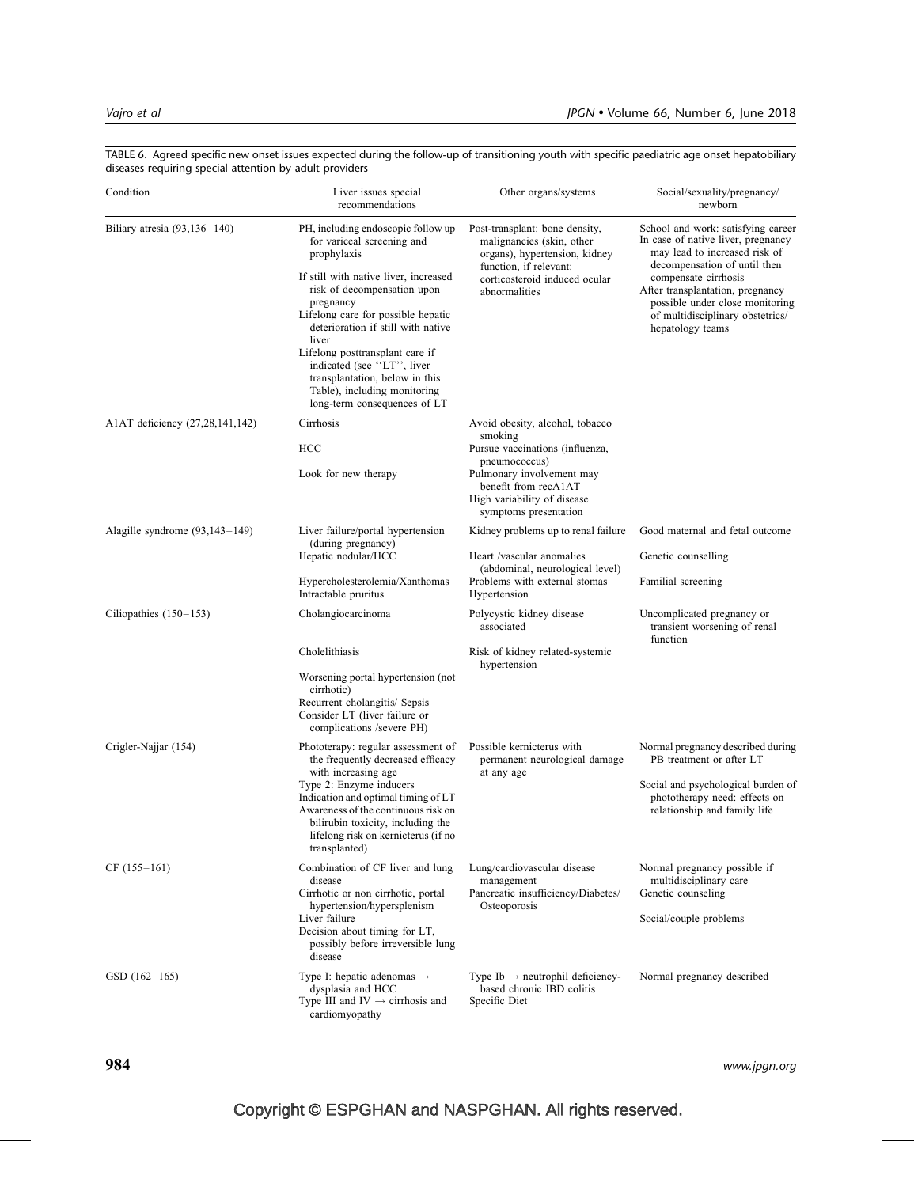TABLE 6. Agreed specific new onset issues expected during the follow-up of transitioning youth with specific paediatric age onset hepatobiliary diseases requiring special attention by adult providers

| Condition | Liver issues special recommendations | Other organs/systems | Social/sexuality/pregnancy/newborn |
|---|---|---|---|
| Biliary atresia (93,136–140) | PH, including endoscopic follow up for variceal screening and prophylaxis<br>If still with native liver, increased risk of decompensation upon pregnancy<br>Lifelong care for possible hepatic deterioration if still with native liver<br>Lifelong posttransplant care if indicated (see ''LT'', liver transplantation, below in this Table), including monitoring long-term consequences of LT | Post-transplant: bone density, malignancies (skin, other organs), hypertension, kidney function, if relevant: corticosteroid induced ocular abnormalities | School and work: satisfying career<br>In case of native liver, pregnancy may lead to increased risk of decompensation of until then compensate cirrhosis<br>After transplantation, pregnancy possible under close monitoring of multidisciplinary obstetrics/hepatology teams |
| A1AT deficiency (27,28,141,142) | Cirrhosis<br>HCC<br>Look for new therapy | Avoid obesity, alcohol, tobacco smoking<br>Pursue vaccinations (influenza, pneumococcus)<br>Pulmonary involvement may benefit from recA1AT<br>High variability of disease symptoms presentation | |
| Alagille syndrome (93,143–149) | Liver failure/portal hypertension (during pregnancy)<br>Hepatic nodular/HCC<br>Hypercholesterolemia/Xanthomas<br>Intractable pruritus | Kidney problems up to renal failure<br>Heart /vascular anomalies (abdominal, neurological level)<br>Problems with external stomas<br>Hypertension | Good maternal and fetal outcome<br>Genetic counselling<br>Familial screening |
| Ciliopathies (150–153) | Cholangiocarcinoma<br>Cholelithiasis<br>Worsening portal hypertension (not cirrhotic)<br>Recurrent cholangitis/ Sepsis<br>Consider LT (liver failure or complications /severe PH) | Polycystic kidney disease associated<br>Risk of kidney related-systemic hypertension | Uncomplicated pregnancy or transient worsening of renal function |
| Crigler-Najjar (154) | Phototerapy: regular assessment of the frequently decreased efficacy with increasing age<br>Type 2: Enzyme inducers<br>Indication and optimal timing of LT<br>Awareness of the continuous risk on bilirubin toxicity, including the lifelong risk on kernicterus (if no transplanted) | Possible kernicterus with permanent neurological damage at any age | Normal pregnancy described during PB treatment or after LT<br>Social and psychological burden of phototherapy need: effects on relationship and family life |
| CF (155–161) | Combination of CF liver and lung disease<br>Cirrhotic or non cirrhotic, portal hypertension/hypersplenism<br>Liver failure<br>Decision about timing for LT, possibly before irreversible lung disease | Lung/cardiovascular disease management<br>Pancreatic insufficiency/Diabetes/Osteoporosis | Normal pregnancy possible if multidisciplinary care<br>Genetic counseling<br>Social/couple problems |
| GSD (162–165) | Type I: hepatic adenomas → dysplasia and HCC<br>Type III and IV → cirrhosis and cardiomyopathy | Type Ib → neutrophil deficiency-based chronic IBD colitis<br>Specific Diet | Normal pregnancy described |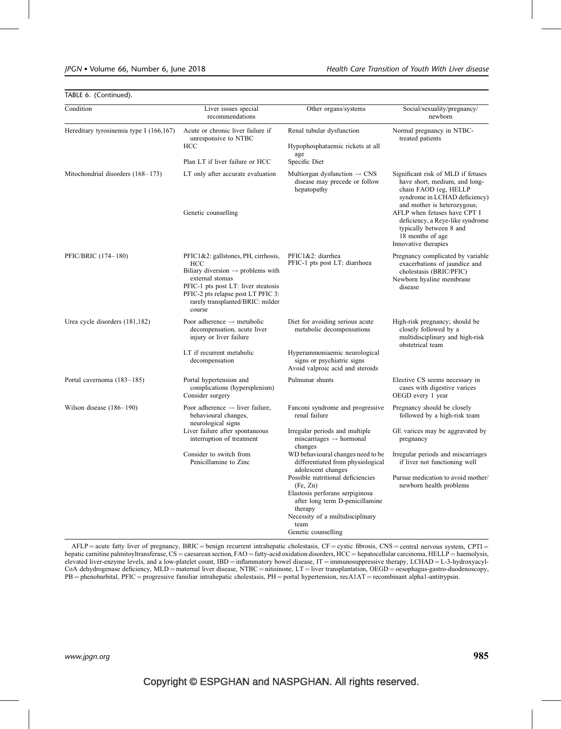TABLE 6. (Continued).

| Condition | Liver issues special recommendations | Other organs/systems | Social/sexuality/pregnancy/newborn |
|---|---|---|---|
| Hereditary tyrosinemia type I (166,167) | Acute or chronic liver failure if unresponsive to NTBC<br>HCC<br>Plan LT if liver failure or HCC | Renal tubular dysfunction<br>Hypophosphataemic rickets at all age<br>Specific Diet | Normal pregnancy in NTBC-treated patients |
| Mitochondrial disorders (168–173) | LT only after accurate evaluation<br>Genetic counselling | Multiorgan dysfunction → CNS disease may precede or follow hepatopathy | Significant risk of MLD if fetuses have short, medium, and long-chain FAOD (eg, HELLP syndrome in LCHAD deficiency) and mother is heterozygous;<br>AFLP when fetuses have CPT I deficiency, a Reye-like syndrome typically between 8 and 18 months of age<br>Innovative therapies |
| PFIC/BRIC (174–180) | PFIC1&2: gallstones, PH, cirrhosis, HCC<br>Biliary diversion → problems with external stomas<br>PFIC-1 pts post LT: liver steatosis<br>PFIC-2 pts relapse post LT PFIC 3: rarely transplanted/BRIC: milder course | PFIC1&2: diarrhea<br>PFIC-1 pts post LT: diarrhoea | Pregnancy complicated by variable exacerbations of jaundice and cholestasis (BRIC/PFIC)<br>Newborn hyaline membrane disease |
| Urea cycle disorders (181,182) | Poor adherence → metabolic decompensation, acute liver injury or liver failure<br>LT if recurrent metabolic decompensation | Diet for avoiding serious acute metabolic decompensations<br>Hyperammoniaemic neurological signs or psychiatric signs<br>Avoid valproic acid and steroids | High-risk pregnancy; should be closely followed by a multidisciplinary and high-risk obstetrical team |
| Portal cavernoma (183–185) | Portal hypertension and complications (hypersplenism)<br>Consider surgery | Pulmunar shunts | Elective CS seems necessary in cases with digestive varices<br>OEGD every 1 year |
| Wilson disease (186–190) | Poor adherence → liver failure, behavioural changes, neurological signs<br>Liver failure after spontaneous interruption of treatment<br>Consider to switch from Penicillamine to Zinc | Fanconi syndrome and progressive renal failure<br>Irregular periods and multiple miscarriages → hormonal changes<br>WD behavioural changes need to be differentiated from physiological adolescent changes<br>Possible nutritional deficiencies (Fe, Zn)<br>Elastosis perforans serpiginosa after long term D-penicillamine therapy<br>Necessity of a multidisciplinary team<br>Genetic counselling | Pregnancy should be closely followed by a high-risk team<br>GE varices may be aggravated by pregnancy<br>Irregular periods and miscarriages if liver not functioning well<br>Pursue medication to avoid mother/newborn health problems |

AFLP = acute fatty liver of pregnancy, BRIC = benign recurrent intrahepatic cholestasis, CF = cystic fibrosis, CNS = central nervous system, CPTI = hepatic carnitine palmitoyltransferase, CS = caesarean section, FAO = fatty-acid oxidation disorders, HCC = hepatocellular carcinoma, HELLP = haemolysis, elevated liver-enzyme levels, and a low-platelet count, IBD = inflammatory bowel disease, IT = immunosuppressive therapy, LCHAD = L-3-hydroxyacyl-CoA dehydrogenase deficiency, MLD = maternal liver disease, NTBC = nitisinone, LT = liver transplantation, OEGD = oesophagus-gastro-duodenoscopy, PB = phenobarbital, PFIC = progressive familiar intrahepatic cholestasis, PH = portal hypertension, recA1AT = recombinant alpha1-antitrypsin.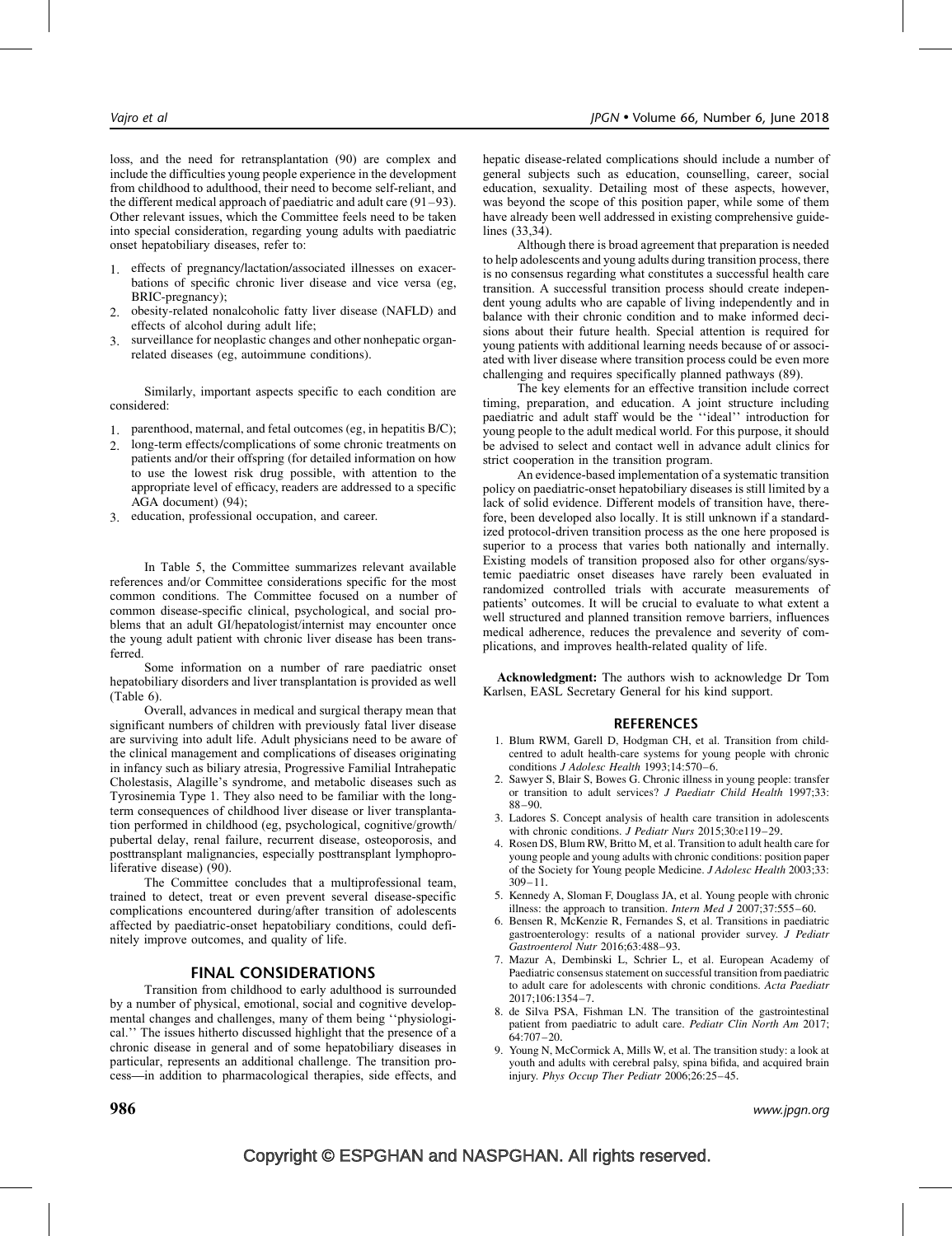loss, and the need for retransplantation (90) are complex and include the difficulties young people experience in the development from childhood to adulthood, their need to become self-reliant, and the different medical approach of paediatric and adult care (91–93). Other relevant issues, which the Committee feels need to be taken into special consideration, regarding young adults with paediatric onset hepatobiliary diseases, refer to:

1. effects of pregnancy/lactation/associated illnesses on exacerbations of specific chronic liver disease and vice versa (eg, BRIC-pregnancy);
2. obesity-related nonalcoholic fatty liver disease (NAFLD) and effects of alcohol during adult life;
3. surveillance for neoplastic changes and other nonhepatic organ-related diseases (eg, autoimmune conditions).

Similarly, important aspects specific to each condition are considered:

1. parenthood, maternal, and fetal outcomes (eg, in hepatitis B/C);
2. long-term effects/complications of some chronic treatments on patients and/or their offspring (for detailed information on how to use the lowest risk drug possible, with attention to the appropriate level of efficacy, readers are addressed to a specific AGA document) (94);
3. education, professional occupation, and career.

In Table 5, the Committee summarizes relevant available references and/or Committee considerations specific for the most common conditions. The Committee focused on a number of common disease-specific clinical, psychological, and social problems that an adult GI/hepatologist/internist may encounter once the young adult patient with chronic liver disease has been transferred.

Some information on a number of rare paediatric onset hepatobiliary disorders and liver transplantation is provided as well (Table 6).

Overall, advances in medical and surgical therapy mean that significant numbers of children with previously fatal liver disease are surviving into adult life. Adult physicians need to be aware of the clinical management and complications of diseases originating in infancy such as biliary atresia, Progressive Familial Intrahepatic Cholestasis, Alagille's syndrome, and metabolic diseases such as Tyrosinemia Type 1. They also need to be familiar with the long-term consequences of childhood liver disease or liver transplantation performed in childhood (eg, psychological, cognitive/growth/pubertal delay, renal failure, recurrent disease, osteoporosis, and posttransplant malignancies, especially posttransplant lymphoproliferative disease) (90).

The Committee concludes that a multiprofessional team, trained to detect, treat or even prevent several disease-specific complications encountered during/after transition of adolescents affected by paediatric-onset hepatobiliary conditions, could definitely improve outcomes, and quality of life.

## FINAL CONSIDERATIONS

Transition from childhood to early adulthood is surrounded by a number of physical, emotional, social and cognitive developmental changes and challenges, many of them being ''physiological.'' The issues hitherto discussed highlight that the presence of a chronic disease in general and of some hepatobiliary diseases in particular, represents an additional challenge. The transition process—in addition to pharmacological therapies, side effects, and hepatic disease-related complications should include a number of general subjects such as education, counselling, career, social education, sexuality. Detailing most of these aspects, however, was beyond the scope of this position paper, while some of them have already been well addressed in existing comprehensive guidelines (33,34).

Although there is broad agreement that preparation is needed to help adolescents and young adults during transition process, there is no consensus regarding what constitutes a successful health care transition. A successful transition process should create independent young adults who are capable of living independently and in balance with their chronic condition and to make informed decisions about their future health. Special attention is required for young patients with additional learning needs because of or associated with liver disease where transition process could be even more challenging and requires specifically planned pathways (89).

The key elements for an effective transition include correct timing, preparation, and education. A joint structure including paediatric and adult staff would be the ''ideal'' introduction for young people to the adult medical world. For this purpose, it should be advised to select and contact well in advance adult clinics for strict cooperation in the transition program.

An evidence-based implementation of a systematic transition policy on paediatric-onset hepatobiliary diseases is still limited by a lack of solid evidence. Different models of transition have, therefore, been developed also locally. It is still unknown if a standardized protocol-driven transition process as the one here proposed is superior to a process that varies both nationally and internally. Existing models of transition proposed also for other organs/systemic paediatric onset diseases have rarely been evaluated in randomized controlled trials with accurate measurements of patients' outcomes. It will be crucial to evaluate to what extent a well structured and planned transition remove barriers, influences medical adherence, reduces the prevalence and severity of complications, and improves health-related quality of life.

**Acknowledgment:** The authors wish to acknowledge Dr Tom Karlsen, EASL Secretary General for his kind support.

## REFERENCES

1. Blum RWM, Garell D, Hodgman CH, et al. Transition from child-centred to adult health-care systems for young people with chronic conditions *J Adolesc Health* 1993;14:570–6.
2. Sawyer S, Blair S, Bowes G. Chronic illness in young people: transfer or transition to adult services? *J Paediatr Child Health* 1997;33:88–90.
3. Ladores S. Concept analysis of health care transition in adolescents with chronic conditions. *J Pediatr Nurs* 2015;30:e119–29.
4. Rosen DS, Blum RW, Britto M, et al. Transition to adult health care for young people and young adults with chronic conditions: position paper of the Society for Young people Medicine. *J Adolesc Health* 2003;33:309–11.
5. Kennedy A, Sloman F, Douglass JA, et al. Young people with chronic illness: the approach to transition. *Intern Med J* 2007;37:555–60.
6. Bensen R, McKenzie R, Fernandes S, et al. Transitions in paediatric gastroenterology: results of a national provider survey. *J Pediatr Gastroenterol Nutr* 2016;63:488–93.
7. Mazur A, Dembinski L, Schrier L, et al. European Academy of Paediatric consensus statement on successful transition from paediatric to adult care for adolescents with chronic conditions. *Acta Paediatr* 2017;106:1354–7.
8. de Silva PSA, Fishman LN. The transition of the gastrointestinal patient from paediatric to adult care. *Pediatr Clin North Am* 2017;64:707–20.
9. Young N, McCormick A, Mills W, et al. The transition study: a look at youth and adults with cerebral palsy, spina bifida, and acquired brain injury. *Phys Occup Ther Pediatr* 2006;26:25–45.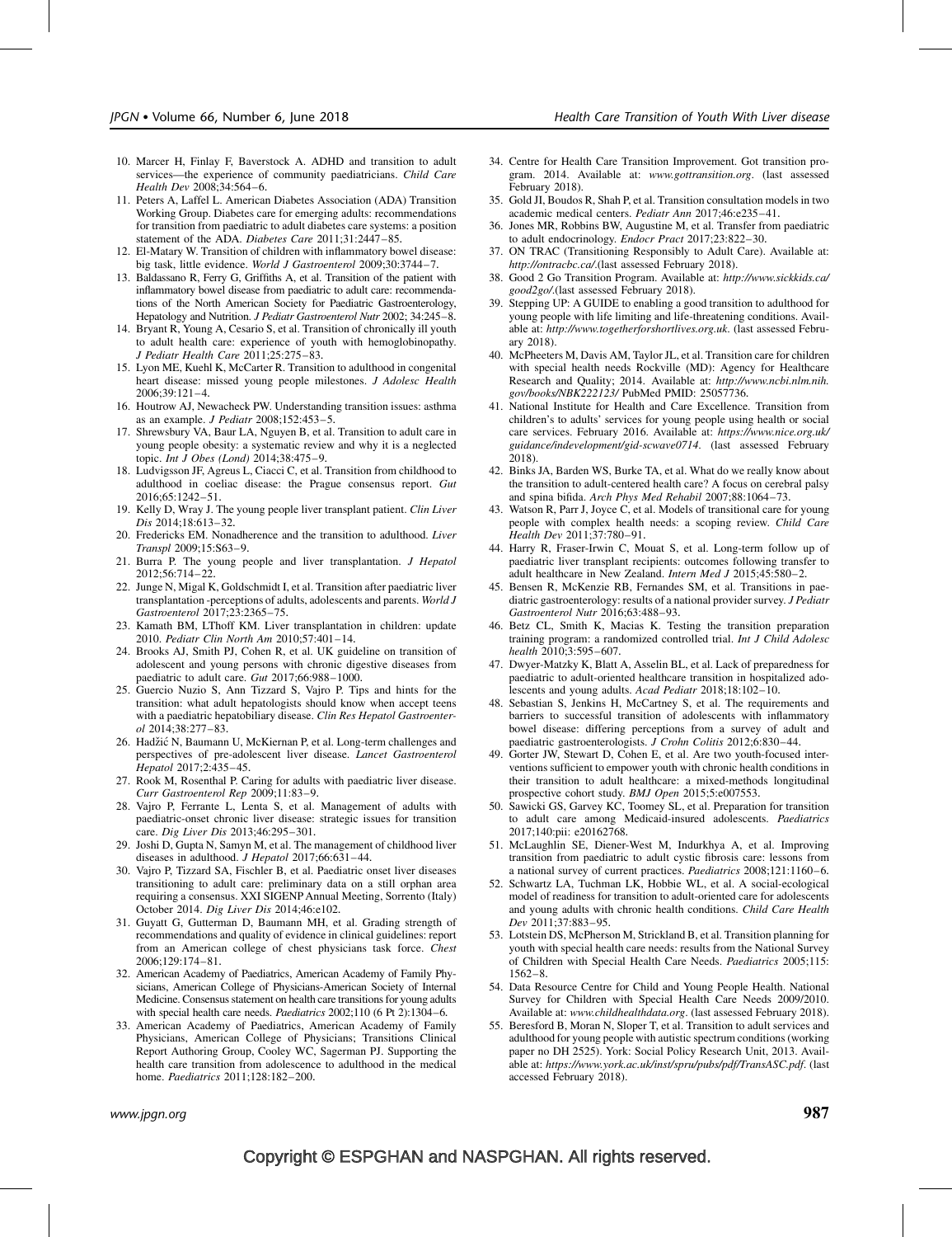10. Marcer H, Finlay F, Baverstock A. ADHD and transition to adult services—the experience of community paediatricians. *Child Care Health Dev* 2008;34:564–6.
11. Peters A, Laffel L. American Diabetes Association (ADA) Transition Working Group. Diabetes care for emerging adults: recommendations for transition from paediatric to adult diabetes care systems: a position statement of the ADA. *Diabetes Care* 2011;31:2447–85.
12. El-Matary W. Transition of children with inflammatory bowel disease: big task, little evidence. *World J Gastroenterol* 2009;30:3744–7.
13. Baldassano R, Ferry G, Griffiths A, et al. Transition of the patient with inflammatory bowel disease from paediatric to adult care: recommendations of the North American Society for Paediatric Gastroenterology, Hepatology and Nutrition. *J Pediatr Gastroenterol Nutr* 2002; 34:245–8.
14. Bryant R, Young A, Cesario S, et al. Transition of chronically ill youth to adult health care: experience of youth with hemoglobinopathy. *J Pediatr Health Care* 2011;25:275–83.
15. Lyon ME, Kuehl K, McCarter R. Transition to adulthood in congenital heart disease: missed young people milestones. *J Adolesc Health* 2006;39:121–4.
16. Houtrow AJ, Newacheck PW. Understanding transition issues: asthma as an example. *J Pediatr* 2008;152:453–5.
17. Shrewsbury VA, Baur LA, Nguyen B, et al. Transition to adult care in young people obesity: a systematic review and why it is a neglected topic. *Int J Obes (Lond)* 2014;38:475–9.
18. Ludvigsson JF, Agreus L, Ciacci C, et al. Transition from childhood to adulthood in coeliac disease: the Prague consensus report. *Gut* 2016;65:1242–51.
19. Kelly D, Wray J. The young people liver transplant patient. *Clin Liver Dis* 2014;18:613–32.
20. Fredericks EM. Nonadherence and the transition to adulthood. *Liver Transpl* 2009;15:S63–9.
21. Burra P. The young people and liver transplantation. *J Hepatol* 2012;56:714–22.
22. Junge N, Migal K, Goldschmidt I, et al. Transition after paediatric liver transplantation -perceptions of adults, adolescents and parents. *World J Gastroenterol* 2017;23:2365–75.
23. Kamath BM, LThoff KM. Liver transplantation in children: update 2010. *Pediatr Clin North Am* 2010;57:401–14.
24. Brooks AJ, Smith PJ, Cohen R, et al. UK guideline on transition of adolescent and young persons with chronic digestive diseases from paediatric to adult care. *Gut* 2017;66:988–1000.
25. Guercio Nuzio S, Ann Tizzard S, Vajro P. Tips and hints for the transition: what adult hepatologists should know when accept teens with a paediatric hepatobiliary disease. *Clin Res Hepatol Gastroenterol* 2014;38:277–83.
26. Hadžić N, Baumann U, McKiernan P, et al. Long-term challenges and perspectives of pre-adolescent liver disease. *Lancet Gastroenterol Hepatol* 2017;2:435–45.
27. Rook M, Rosenthal P. Caring for adults with paediatric liver disease. *Curr Gastroenterol Rep* 2009;11:83–9.
28. Vajro P, Ferrante L, Lenta S, et al. Management of adults with paediatric-onset chronic liver disease: strategic issues for transition care. *Dig Liver Dis* 2013;46:295–301.
29. Joshi D, Gupta N, Samyn M, et al. The management of childhood liver diseases in adulthood. *J Hepatol* 2017;66:631–44.
30. Vajro P, Tizzard SA, Fischler B, et al. Paediatric onset liver diseases transitioning to adult care: preliminary data on a still orphan area requiring a consensus. XXI SIGENP Annual Meeting, Sorrento (Italy) October 2014. *Dig Liver Dis* 2014;46:e102.
31. Guyatt G, Gutterman D, Baumann MH, et al. Grading strength of recommendations and quality of evidence in clinical guidelines: report from an American college of chest physicians task force. *Chest* 2006;129:174–81.
32. American Academy of Paediatrics, American Academy of Family Physicians, American College of Physicians-American Society of Internal Medicine. Consensus statement on health care transitions for young adults with special health care needs. *Paediatrics* 2002;110 (6 Pt 2):1304–6.
33. American Academy of Paediatrics, American Academy of Family Physicians, American College of Physicians; Transitions Clinical Report Authoring Group, Cooley WC, Sagerman PJ. Supporting the health care transition from adolescence to adulthood in the medical home. *Paediatrics* 2011;128:182–200.
34. Centre for Health Care Transition Improvement. Got transition program. 2014. Available at: *www.gottransition.org*. (last assessed February 2018).
35. Gold JI, Boudos R, Shah P, et al. Transition consultation models in two academic medical centers. *Pediatr Ann* 2017;46:e235–41.
36. Jones MR, Robbins BW, Augustine M, et al. Transfer from paediatric to adult endocrinology. *Endocr Pract* 2017;23:822–30.
37. ON TRAC (Transitioning Responsibly to Adult Care). Available at: *http://ontracbc.ca/*.(last assessed February 2018).
38. Good 2 Go Transition Program. Available at: *http://www.sickkids.ca/good2go/*.(last assessed February 2018).
39. Stepping UP: A GUIDE to enabling a good transition to adulthood for young people with life limiting and life-threatening conditions. Available at: *http://www.togetherforshortlives.org.uk*. (last assessed February 2018).
40. McPheeters M, Davis AM, Taylor JL, et al. Transition care for children with special health needs Rockville (MD): Agency for Healthcare Research and Quality; 2014. Available at: *http://www.ncbi.nlm.nih.gov/books/NBK222123/* PubMed PMID: 25057736.
41. National Institute for Health and Care Excellence. Transition from children's to adults' services for young people using health or social care services. February 2016. Available at: *https://www.nice.org.uk/guidance/indevelopment/gid-scwave0714*. (last assessed February 2018).
42. Binks JA, Barden WS, Burke TA, et al. What do we really know about the transition to adult-centered health care? A focus on cerebral palsy and spina bifida. *Arch Phys Med Rehabil* 2007;88:1064–73.
43. Watson R, Parr J, Joyce C, et al. Models of transitional care for young people with complex health needs: a scoping review. *Child Care Health Dev* 2011;37:780–91.
44. Harry R, Fraser-Irwin C, Mouat S, et al. Long-term follow up of paediatric liver transplant recipients: outcomes following transfer to adult healthcare in New Zealand. *Intern Med J* 2015;45:580–2.
45. Bensen R, McKenzie RB, Fernandes SM, et al. Transitions in paediatric gastroenterology: results of a national provider survey. *J Pediatr Gastroenterol Nutr* 2016;63:488–93.
46. Betz CL, Smith K, Macias K. Testing the transition preparation training program: a randomized controlled trial. *Int J Child Adolesc health* 2010;3:595–607.
47. Dwyer-Matzky K, Blatt A, Asselin BL, et al. Lack of preparedness for paediatric to adult-oriented healthcare transition in hospitalized adolescents and young adults. *Acad Pediatr* 2018;18:102–10.
48. Sebastian S, Jenkins H, McCartney S, et al. The requirements and barriers to successful transition of adolescents with inflammatory bowel disease: differing perceptions from a survey of adult and paediatric gastroenterologists. *J Crohn Colitis* 2012;6:830–44.
49. Gorter JW, Stewart D, Cohen E, et al. Are two youth-focused interventions sufficient to empower youth with chronic health conditions in their transition to adult healthcare: a mixed-methods longitudinal prospective cohort study. *BMJ Open* 2015;5:e007553.
50. Sawicki GS, Garvey KC, Toomey SL, et al. Preparation for transition to adult care among Medicaid-insured adolescents. *Paediatrics* 2017;140:pii: e20162768.
51. McLaughlin SE, Diener-West M, Indurkhya A, et al. Improving transition from paediatric to adult cystic fibrosis care: lessons from a national survey of current practices. *Paediatrics* 2008;121:1160–6.
52. Schwartz LA, Tuchman LK, Hobbie WL, et al. A social-ecological model of readiness for transition to adult-oriented care for adolescents and young adults with chronic health conditions. *Child Care Health Dev* 2011;37:883–95.
53. Lotstein DS, McPherson M, Strickland B, et al. Transition planning for youth with special health care needs: results from the National Survey of Children with Special Health Care Needs. *Paediatrics* 2005;115: 1562–8.
54. Data Resource Centre for Child and Young People Health. National Survey for Children with Special Health Care Needs 2009/2010. Available at: *www.childhealthdata.org*. (last assessed February 2018).
55. Beresford B, Moran N, Sloper T, et al. Transition to adult services and adulthood for young people with autistic spectrum conditions (working paper no DH 2525). York: Social Policy Research Unit, 2013. Available at: *https://www.york.ac.uk/inst/spru/pubs/pdf/TransASC.pdf*. (last accessed February 2018).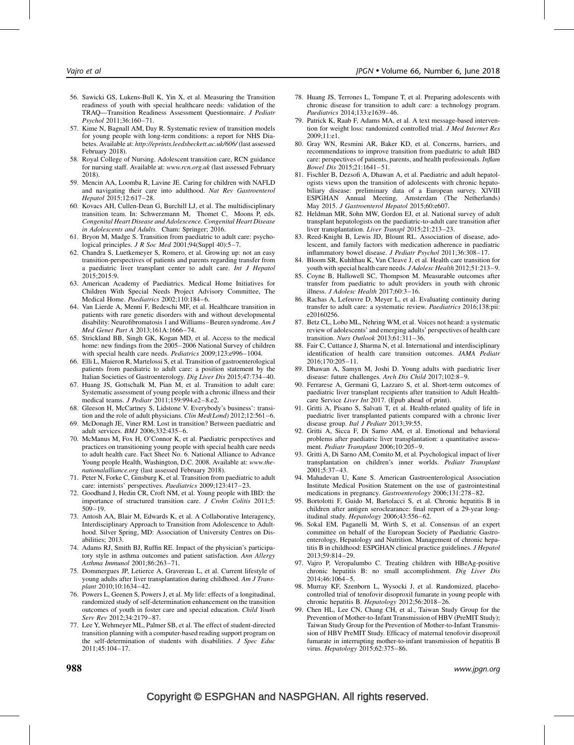56. Sawicki GS, Lukens-Bull K, Yin X, et al. Measuring the Transition readiness of youth with special healthcare needs: validation of the TRAQ—Transition Readiness Assessment Questionnaire. *J Pediatr Psychol* 2011;36:160–71.
57. Kime N, Bagnall AM, Day R. Systematic review of transition models for young people with long-term conditions: a report for NHS Diabetes. Available at: *http://eprints.leedsbeckett.ac.uk/606/* (last assessed February 2018).
58. Royal College of Nursing. Adolescent transition care, RCN guidance for nursing staff. Available at: *www.rcn.org.uk* (last assessed February 2018).
59. Mencin AA, Loomba R, Lavine JE. Caring for children with NAFLD and navigating their care into adulthood. *Nat Rev Gastroenterol Hepatol* 2015;12:617–28.
60. Kovacs AH, Cullen-Dean G, Burchill LJ, et al. The multidisciplinary transition team. In: Schwerzmann M, Thomet C, Moons P, eds. *Congenital Heart Disease and Adolescence. Congenital Heart Disease in Adolescents and Adults.* Cham: Springer; 2016.
61. Bryon M, Madge S. Transition from paediatric to adult care: psychological principles. *J R Soc Med* 2001;94(Suppl 40):5–7.
62. Chandra S, Luetkemeyer S, Romero, et al. Growing up: not an easy transition-perspectives of patients and parents regarding transfer from a paediatric liver transplant center to adult care. *Int J Hepatol* 2015;2015:9.
63. American Academy of Paediatrics. Medical Home Initiatives for Children With Special Needs Project Advisory Committee, The Medical Home. *Paediatrics* 2002;110:184–6.
64. Van Lierde A, Menni F, Bedeschi MF, et al. Healthcare transition in patients with rare genetic disorders with and without developmental disability: Neurofibromatosis 1 and Williams–Beuren syndrome. *Am J Med Genet Part A* 2013;161A:1666–74.
65. Strickland BB, Singh GK, Kogan MD, et al. Access to the medical home: new findings from the 2005–2006 National Survey of children with special health care needs. *Pediatrics* 2009;123:e996–1004.
66. Elli L, Maieron R, Martelossi S, et al. Transition of gastroenterological patients from paediatric to adult care: a position statement by the Italian Societies of Gastroenterology. *Dig Liver Dis* 2015;47:734–40.
67. Huang JS, Gottschalk M, Pian M, et al. Transition to adult care: Systematic assessment of young people with a chronic illness and their medical teams. *J Pediatr* 2011;159:994.e2–8.e2.
68. Gleeson H, McCartney S, Lidstone V. Everybody's business': transition and the role of adult physicians. *Clin Med(Lond)* 2012;12:561–6.
69. McDonagh JE, Viner RM. Lost in transition? Between paediatric and adult services. *BMJ* 2006;332:435–6.
70. McManus M, Fox H, O'Connor K, et al. Paediatric perspectives and practices on transitioning young people with special health care needs to adult health care. Fact Sheet No. 6. National Alliance to Advance Young people Health, Washington, D.C. 2008. Available at: *www.thenationalalliance.org* (last assessed February 2018).
71. Peter N, Forke C, Ginsburg K, et al. Transition from paediatric to adult care: internists' perspectives. *Paediatrics* 2009;123:417–23.
72. Goodhand J, Hedin CR, Croft NM, et al. Young people with IBD: the importance of structured transition care. *J Crohn Colitis* 2011;5: 509–19.
73. Antosh AA, Blair M, Edwards K, et al. A Collaborative Interagency, Interdisciplinary Approach to Transition from Adolescence to Adulthood. Silver Spring, MD: Association of University Centres on Disabilities; 2013.
74. Adams RJ, Smith BJ, Ruffin RE. Impact of the physician's participatory style in asthma outcomes and patient satisfaction. *Ann Allergy Asthma Immunol* 2001;86:263–71.
75. Dommergues JP, Letierce A, Gravereau L, et al. Current lifestyle of young adults after liver transplantation during childhood. *Am J Transplant* 2010;10:1634–42.
76. Powers L, Geenen S, Powers J, et al. My life: effects of a longitudinal, randomized study of self-determination enhancement on the transition outcomes of youth in foster care and special education. *Child Youth Serv Rev* 2012;34:2179–87.
77. Lee Y, Wehmeyer ML, Palmer SB, et al. The effect of student-directed transition planning with a computer-based reading support program on the self-determination of students with disabilities. *J Spec Educ* 2011;45:104–17.
78. Huang JS, Terrones L, Tompane T, et al. Preparing adolescents with chronic disease for transition to adult care: a technology program. *Paediatrics* 2014;133:e1639–46.
79. Patrick K, Raab F, Adams MA, et al. A text message-based intervention for weight loss: randomized controlled trial. *J Med Internet Res* 2009;11:e1.
80. Gray WN, Resmini AR, Baker KD, et al. Concerns, barriers, and recommendations to improve transition from paediatric to adult IBD care: perspectives of patients, parents, and health professionals. *Inflam Bowel Dis* 2015;21:1641–51.
81. Fischler B, Dezsofi A, Dhawan A, et al. Paediatric and adult hepatologists views upon the transition of adolescents with chronic hepatobiliary disease: preliminary data of a European survey. XlVIII ESPGHAN Annual Meeting, Amsterdam (The Netherlands) May 2015. *J Gastroenterol Hepatol* 2015;60:e607.
82. Heldman MR, Sohn MW, Gordon EJ, et al. National survey of adult transplant hepatologists on the paediatric-to-adult care transition after liver transplantation. *Liver Transpl* 2015;21:213–23.
83. Reed-Knight B, Lewis JD, Blount RL. Association of disease, adolescent, and family factors with medication adherence in paediatric inflammatory bowel disease. *J Pediatr Psychol* 2011;36:308–17.
84. Bloom SR, Kuhlthau K, Van Cleave J, et al. Health care transition for youth with special health care needs. *J Adolesc Health* 2012;51:213–9.
85. Coyne B, Hallowell SC, Thompson M. Measurable outcomes after transfer from paediatric to adult providers in youth with chronic illness. *J Adolesc Health* 2017;60:3–16.
86. Rachas A, Lefeuvre D, Meyer L, et al. Evaluating continuity during transfer to adult care: a systematic review. *Paediatrics* 2016;138:pii: e20160256.
87. Betz CL, Lobo ML, Nehring WM, et al. Voices not heard: a systematic review of adolescents' and emerging adults' perspectives of health care transition. *Nurs Outlook* 2013;61:311–36.
88. Fair C, Cuttance J, Sharma N, et al. International and interdisciplinary identification of health care transition outcomes. *JAMA Pediatr* 2016;170:205–11.
89. Dhawan A, Samyn M, Joshi D. Young adults with paediatric liver disease: future challenges. *Arch Dis Child* 2017;102:8–9.
90. Ferrarese A, Germani G, Lazzaro S, et al. Short-term outcomes of paediatric liver transplant recipients after transition to Adult Healthcare Service *Liver Int* 2017. (Epub ahead of print).
91. Gritti A, Pisano S, Salvati T, et al. Health-related quality of life in paediatric liver transplanted patients compared with a chronic liver disease group. *Ital J Pediatr* 2013;39:55.
92. Gritti A, Sicca F, Di Sarno AM, et al. Emotional and behavioral problems after paediatric liver transplantation: a quantitative assessment. *Pediatr Transplant* 2006;10:205–9.
93. Gritti A, Di Sarno AM, Comito M, et al. Psychological impact of liver transplantation on children's inner worlds. *Pediatr Transplant* 2001;5:37–43.
94. Mahadevan U, Kane S. American Gastroenterological Association Institute Medical Position Statement on the use of gastrointestinal medications in pregnancy. *Gastroenterology* 2006;131:278–82.
95. Bortolotti F, Guido M, Bartolacci S, et al. Chronic hepatitis B in children after antigen seroclearance: final report of a 29-year longitudinal study. *Hepatology* 2006;43:556–62.
96. Sokal EM, Paganelli M, Wirth S, et al. Consensus of an expert committee on behalf of the European Society of Paediatric Gastroenterology, Hepatology and Nutrition. Management of chronic hepatitis B in childhood: ESPGHAN clinical practice guidelines. *J Hepatol* 2013;59:814–29.
97. Vajro P, Veropalumbo C. Treating children with HBeAg-positive chronic hepatitis B: no small accomplishment. *Dig Liver Dis* 2014;46:1064–5.
98. Murray KF, Szenborn L, Wysocki J, et al. Randomized, placebo-controlled trial of tenofovir disoproxil fumarate in young people with chronic hepatitis B. *Hepatology* 2012;56:2018–26.
99. Chen HL, Lee CN, Chang CH, et al., Taiwan Study Group for the Prevention of Mother-to-Infant Transmission of HBV (PreMIT Study); Taiwan Study Group for the Prevention of Mother-to-Infant Transmission of HBV PreMIT Study. Efficacy of maternal tenofovir disoproxil fumarate in interrupting mother-to-infant transmission of hepatitis B virus. *Hepatology* 2015;62:375–86.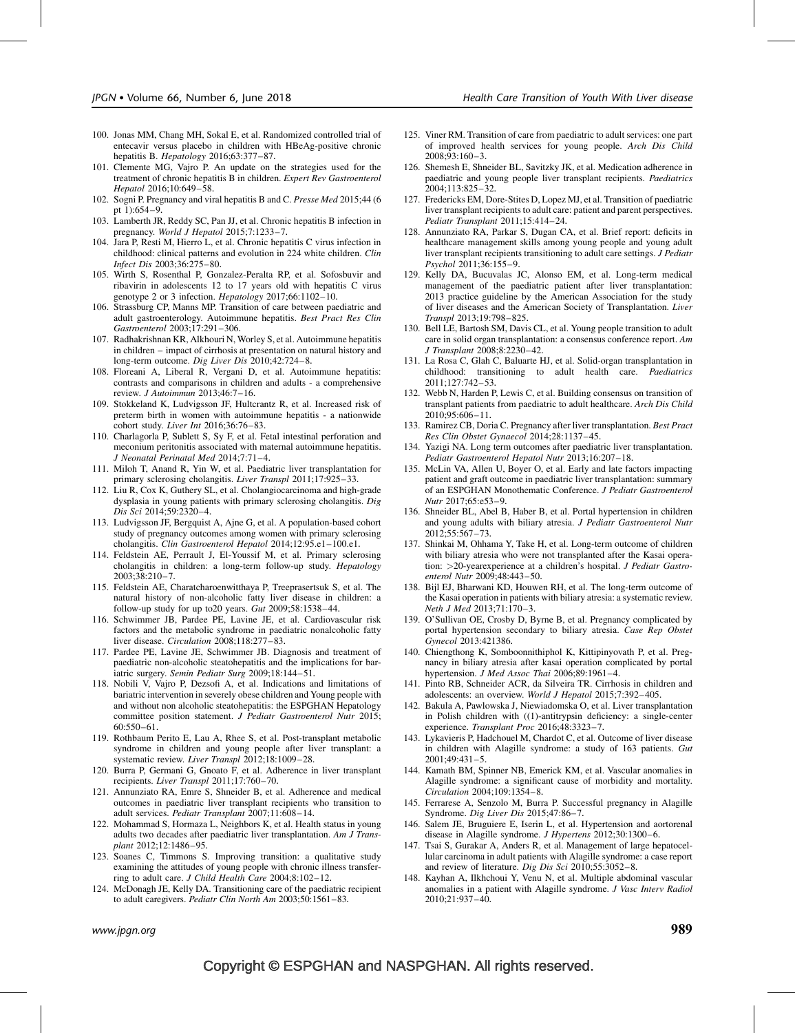100. Jonas MM, Chang MH, Sokal E, et al. Randomized controlled trial of entecavir versus placebo in children with HBeAg-positive chronic hepatitis B. *Hepatology* 2016;63:377–87.
101. Clemente MG, Vajro P. An update on the strategies used for the treatment of chronic hepatitis B in children. *Expert Rev Gastroenterol Hepatol* 2016;10:649–58.
102. Sogni P. Pregnancy and viral hepatitis B and C. *Presse Med* 2015;44 (6 pt 1):654–9.
103. Lamberth JR, Reddy SC, Pan JJ, et al. Chronic hepatitis B infection in pregnancy. *World J Hepatol* 2015;7:1233–7.
104. Jara P, Resti M, Hierro L, et al. Chronic hepatitis C virus infection in childhood: clinical patterns and evolution in 224 white children. *Clin Infect Dis* 2003;36:275–80.
105. Wirth S, Rosenthal P, Gonzalez-Peralta RP, et al. Sofosbuvir and ribavirin in adolescents 12 to 17 years old with hepatitis C virus genotype 2 or 3 infection. *Hepatology* 2017;66:1102–10.
106. Strassburg CP, Manns MP. Transition of care between paediatric and adult gastroenterology. Autoimmune hepatitis. *Best Pract Res Clin Gastroenterol* 2003;17:291–306.
107. Radhakrishnan KR, Alkhouri N, Worley S, et al. Autoimmune hepatitis in children – impact of cirrhosis at presentation on natural history and long-term outcome. *Dig Liver Dis* 2010;42:724–8.
108. Floreani A, Liberal R, Vergani D, et al. Autoimmune hepatitis: contrasts and comparisons in children and adults - a comprehensive review. *J Autoimmun* 2013;46:7–16.
109. Stokkeland K, Ludvigsson JF, Hultcrantz R, et al. Increased risk of preterm birth in women with autoimmune hepatitis - a nationwide cohort study. *Liver Int* 2016;36:76–83.
110. Charlagorla P, Sublett S, Sy F, et al. Fetal intestinal perforation and meconium peritonitis associated with maternal autoimmune hepatitis. *J Neonatal Perinatal Med* 2014;7:71–4.
111. Miloh T, Anand R, Yin W, et al. Paediatric liver transplantation for primary sclerosing cholangitis. *Liver Transpl* 2011;17:925–33.
112. Liu R, Cox K, Guthery SL, et al. Cholangiocarcinoma and high-grade dysplasia in young patients with primary sclerosing cholangitis. *Dig Dis Sci* 2014;59:2320–4.
113. Ludvigsson JF, Bergquist A, Ajne G, et al. A population-based cohort study of pregnancy outcomes among women with primary sclerosing cholangitis. *Clin Gastroenterol Hepatol* 2014;12:95.e1–100.e1.
114. Feldstein AE, Perrault J, El-Youssif M, et al. Primary sclerosing cholangitis in children: a long-term follow-up study. *Hepatology* 2003;38:210–7.
115. Feldstein AE, Charatcharoenwitthaya P, Treeprasertsuk S, et al. The natural history of non-alcoholic fatty liver disease in children: a follow-up study for up to20 years. *Gut* 2009;58:1538–44.
116. Schwimmer JB, Pardee PE, Lavine JE, et al. Cardiovascular risk factors and the metabolic syndrome in paediatric nonalcoholic fatty liver disease. *Circulation* 2008;118:277–83.
117. Pardee PE, Lavine JE, Schwimmer JB. Diagnosis and treatment of paediatric non-alcoholic steatohepatitis and the implications for bariatric surgery. *Semin Pediatr Surg* 2009;18:144–51.
118. Nobili V, Vajro P, Dezsofi A, et al. Indications and limitations of bariatric intervention in severely obese children and Young people with and without non alcoholic steatohepatitis: the ESPGHAN Hepatology committee position statement. *J Pediatr Gastroenterol Nutr* 2015; 60:550–61.
119. Rothbaum Perito E, Lau A, Rhee S, et al. Post-transplant metabolic syndrome in children and young people after liver transplant: a systematic review. *Liver Transpl* 2012;18:1009–28.
120. Burra P, Germani G, Gnoato F, et al. Adherence in liver transplant recipients. *Liver Transpl* 2011;17:760–70.
121. Annunziato RA, Emre S, Shneider B, et al. Adherence and medical outcomes in paediatric liver transplant recipients who transition to adult services. *Pediatr Transplant* 2007;11:608–14.
122. Mohammad S, Hormaza L, Neighbors K, et al. Health status in young adults two decades after paediatric liver transplantation. *Am J Transplant* 2012;12:1486–95.
123. Soanes C, Timmons S. Improving transition: a qualitative study examining the attitudes of young people with chronic illness transferring to adult care. *J Child Health Care* 2004;8:102–12.
124. McDonagh JE, Kelly DA. Transitioning care of the paediatric recipient to adult caregivers. *Pediatr Clin North Am* 2003;50:1561–83.
125. Viner RM. Transition of care from paediatric to adult services: one part of improved health services for young people. *Arch Dis Child* 2008;93:160–3.
126. Shemesh E, Shneider BL, Savitzky JK, et al. Medication adherence in paediatric and young people liver transplant recipients. *Paediatrics* 2004;113:825–32.
127. Fredericks EM, Dore-Stites D, Lopez MJ, et al. Transition of paediatric liver transplant recipients to adult care: patient and parent perspectives. *Pediatr Transplant* 2011;15:414–24.
128. Annunziato RA, Parkar S, Dugan CA, et al. Brief report: deficits in healthcare management skills among young people and young adult liver transplant recipients transitioning to adult care settings. *J Pediatr Psychol* 2011;36:155–9.
129. Kelly DA, Bucuvalas JC, Alonso EM, et al. Long-term medical management of the paediatric patient after liver transplantation: 2013 practice guideline by the American Association for the study of liver diseases and the American Society of Transplantation. *Liver Transpl* 2013;19:798–825.
130. Bell LE, Bartosh SM, Davis CL, et al. Young people transition to adult care in solid organ transplantation: a consensus conference report. *Am J Transplant* 2008;8:2230–42.
131. La Rosa C, Glah C, Baluarte HJ, et al. Solid-organ transplantation in childhood: transitioning to adult health care. *Paediatrics* 2011;127:742–53.
132. Webb N, Harden P, Lewis C, et al. Building consensus on transition of transplant patients from paediatric to adult healthcare. *Arch Dis Child* 2010;95:606–11.
133. Ramirez CB, Doria C. Pregnancy after liver transplantation. *Best Pract Res Clin Obstet Gynaecol* 2014;28:1137–45.
134. Yazigi NA. Long term outcomes after paediatric liver transplantation. *Pediatr Gastroenterol Hepatol Nutr* 2013;16:207–18.
135. McLin VA, Allen U, Boyer O, et al. Early and late factors impacting patient and graft outcome in paediatric liver transplantation: summary of an ESPGHAN Monothematic Conference. *J Pediatr Gastroenterol Nutr* 2017;65:e53–9.
136. Shneider BL, Abel B, Haber B, et al. Portal hypertension in children and young adults with biliary atresia. *J Pediatr Gastroenterol Nutr* 2012;55:567–73.
137. Shinkai M, Ohhama Y, Take H, et al. Long-term outcome of children with biliary atresia who were not transplanted after the Kasai operation: >20-yearexperience at a children's hospital. *J Pediatr Gastroenterol Nutr* 2009;48:443–50.
138. Bijl EJ, Bharwani KD, Houwen RH, et al. The long-term outcome of the Kasai operation in patients with biliary atresia: a systematic review. *Neth J Med* 2013;71:170–3.
139. O'Sullivan OE, Crosby D, Byrne B, et al. Pregnancy complicated by portal hypertension secondary to biliary atresia. *Case Rep Obstet Gynecol* 2013:421386.
140. Chiengthong K, Somboonnithiphol K, Kittipinyovath P, et al. Pregnancy in biliary atresia after kasai operation complicated by portal hypertension. *J Med Assoc Thai* 2006;89:1961–4.
141. Pinto RB, Schneider ACR, da Silveira TR. Cirrhosis in children and adolescents: an overview. *World J Hepatol* 2015;7:392–405.
142. Bakula A, Pawlowska J, Niewiadomska O, et al. Liver transplantation in Polish children with ((1)-antitrypsin deficiency: a single-center experience. *Transplant Proc* 2016;48:3323–7.
143. Lykavieris P, Hadchouel M, Chardot C, et al. Outcome of liver disease in children with Alagille syndrome: a study of 163 patients. *Gut* 2001;49:431–5.
144. Kamath BM, Spinner NB, Emerick KM, et al. Vascular anomalies in Alagille syndrome: a significant cause of morbidity and mortality. *Circulation* 2004;109:1354–8.
145. Ferrarese A, Senzolo M, Burra P. Successful pregnancy in Alagille Syndrome. *Dig Liver Dis* 2015;47:86–7.
146. Salem JE, Bruguiere E, Iserin L, et al. Hypertension and aortorenal disease in Alagille syndrome. *J Hypertens* 2012;30:1300–6.
147. Tsai S, Gurakar A, Anders R, et al. Management of large hepatocellular carcinoma in adult patients with Alagille syndrome: a case report and review of literature. *Dig Dis Sci* 2010;55:3052–8.
148. Kayhan A, Ilkhchoui Y, Venu N, et al. Multiple abdominal vascular anomalies in a patient with Alagille syndrome. *J Vasc Interv Radiol* 2010;21:937–40.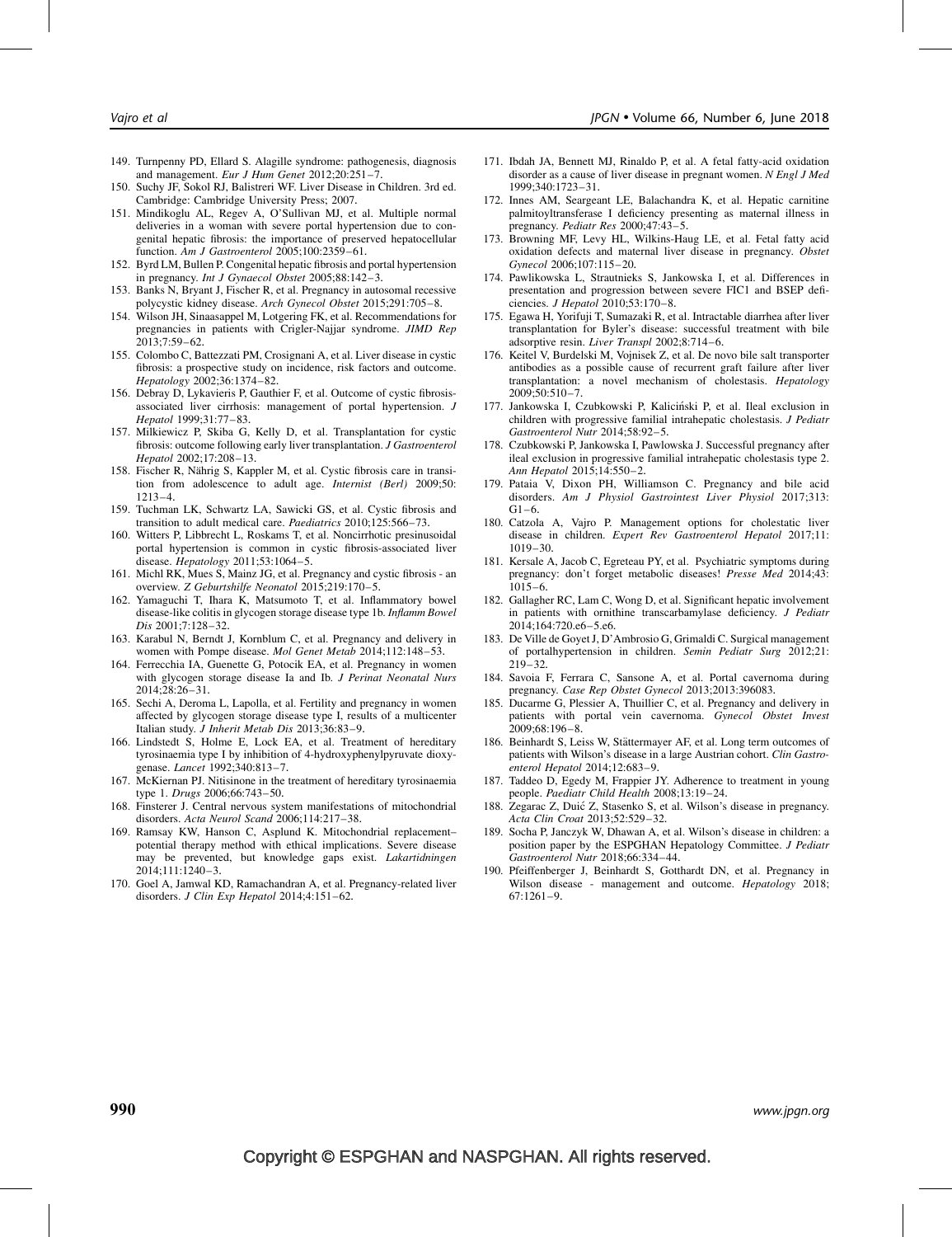149. Turnpenny PD, Ellard S. Alagille syndrome: pathogenesis, diagnosis and management. *Eur J Hum Genet* 2012;20:251–7.
150. Suchy JF, Sokol RJ, Balistreri WF. Liver Disease in Children. 3rd ed. Cambridge: Cambridge University Press; 2007.
151. Mindikoglu AL, Regev A, O'Sullivan MJ, et al. Multiple normal deliveries in a woman with severe portal hypertension due to congenital hepatic fibrosis: the importance of preserved hepatocellular function. *Am J Gastroenterol* 2005;100:2359–61.
152. Byrd LM, Bullen P. Congenital hepatic fibrosis and portal hypertension in pregnancy. *Int J Gynaecol Obstet* 2005;88:142–3.
153. Banks N, Bryant J, Fischer R, et al. Pregnancy in autosomal recessive polycystic kidney disease. *Arch Gynecol Obstet* 2015;291:705–8.
154. Wilson JH, Sinaasappel M, Lotgering FK, et al. Recommendations for pregnancies in patients with Crigler-Najjar syndrome. *JIMD Rep* 2013;7:59–62.
155. Colombo C, Battezzati PM, Crosignani A, et al. Liver disease in cystic fibrosis: a prospective study on incidence, risk factors and outcome. *Hepatology* 2002;36:1374–82.
156. Debray D, Lykavieris P, Gauthier F, et al. Outcome of cystic fibrosis-associated liver cirrhosis: management of portal hypertension. *J Hepatol* 1999;31:77–83.
157. Milkiewicz P, Skiba G, Kelly D, et al. Transplantation for cystic fibrosis: outcome following early liver transplantation. *J Gastroenterol Hepatol* 2002;17:208–13.
158. Fischer R, Nährig S, Kappler M, et al. Cystic fibrosis care in transition from adolescence to adult age. *Internist (Berl)* 2009;50: 1213–4.
159. Tuchman LK, Schwartz LA, Sawicki GS, et al. Cystic fibrosis and transition to adult medical care. *Paediatrics* 2010;125:566–73.
160. Witters P, Libbrecht L, Roskams T, et al. Noncirrhotic presinusoidal portal hypertension is common in cystic fibrosis-associated liver disease. *Hepatology* 2011;53:1064–5.
161. Michl RK, Mues S, Mainz JG, et al. Pregnancy and cystic fibrosis - an overview. *Z Geburtshilfe Neonatol* 2015;219:170–5.
162. Yamaguchi T, Ihara K, Matsumoto T, et al. Inflammatory bowel disease-like colitis in glycogen storage disease type 1b. *Inflamm Bowel Dis* 2001;7:128–32.
163. Karabul N, Berndt J, Kornblum C, et al. Pregnancy and delivery in women with Pompe disease. *Mol Genet Metab* 2014;112:148–53.
164. Ferrecchia IA, Guenette G, Potocik EA, et al. Pregnancy in women with glycogen storage disease Ia and Ib. *J Perinat Neonatal Nurs* 2014;28:26–31.
165. Sechi A, Deroma L, Lapolla, et al. Fertility and pregnancy in women affected by glycogen storage disease type I, results of a multicenter Italian study. *J Inherit Metab Dis* 2013;36:83–9.
166. Lindstedt S, Holme E, Lock EA, et al. Treatment of hereditary tyrosinaemia type I by inhibition of 4-hydroxyphenylpyruvate dioxygenase. *Lancet* 1992;340:813–7.
167. McKiernan PJ. Nitisinone in the treatment of hereditary tyrosinaemia type 1. *Drugs* 2006;66:743–50.
168. Finsterer J. Central nervous system manifestations of mitochondrial disorders. *Acta Neurol Scand* 2006;114:217–38.
169. Ramsay KW, Hanson C, Asplund K. Mitochondrial replacement–potential therapy method with ethical implications. Severe disease may be prevented, but knowledge gaps exist. *Lakartidningen* 2014;111:1240–3.
170. Goel A, Jamwal KD, Ramachandran A, et al. Pregnancy-related liver disorders. *J Clin Exp Hepatol* 2014;4:151–62.
171. Ibdah JA, Bennett MJ, Rinaldo P, et al. A fetal fatty-acid oxidation disorder as a cause of liver disease in pregnant women. *N Engl J Med* 1999;340:1723–31.
172. Innes AM, Seargeant LE, Balachandra K, et al. Hepatic carnitine palmitoyltransferase I deficiency presenting as maternal illness in pregnancy. *Pediatr Res* 2000;47:43–5.
173. Browning MF, Levy HL, Wilkins-Haug LE, et al. Fetal fatty acid oxidation defects and maternal liver disease in pregnancy. *Obstet Gynecol* 2006;107:115–20.
174. Pawlikowska L, Strautnieks S, Jankowska I, et al. Differences in presentation and progression between severe FIC1 and BSEP deficiencies. *J Hepatol* 2010;53:170–8.
175. Egawa H, Yorifuji T, Sumazaki R, et al. Intractable diarrhea after liver transplantation for Byler's disease: successful treatment with bile adsorptive resin. *Liver Transpl* 2002;8:714–6.
176. Keitel V, Burdelski M, Vojnisek Z, et al. De novo bile salt transporter antibodies as a possible cause of recurrent graft failure after liver transplantation: a novel mechanism of cholestasis. *Hepatology* 2009;50:510–7.
177. Jankowska I, Czubkowski P, Kaliciński P, et al. Ileal exclusion in children with progressive familial intrahepatic cholestasis. *J Pediatr Gastroenterol Nutr* 2014;58:92–5.
178. Czubkowski P, Jankowska I, Pawlowska J. Successful pregnancy after ileal exclusion in progressive familial intrahepatic cholestasis type 2. *Ann Hepatol* 2015;14:550–2.
179. Pataia V, Dixon PH, Williamson C. Pregnancy and bile acid disorders. *Am J Physiol Gastrointest Liver Physiol* 2017;313: G1–6.
180. Catzola A, Vajro P. Management options for cholestatic liver disease in children. *Expert Rev Gastroenterol Hepatol* 2017;11: 1019–30.
181. Kersale A, Jacob C, Egreteau PY, et al. Psychiatric symptoms during pregnancy: don't forget metabolic diseases! *Presse Med* 2014;43: 1015–6.
182. Gallagher RC, Lam C, Wong D, et al. Significant hepatic involvement in patients with ornithine transcarbamylase deficiency. *J Pediatr* 2014;164:720.e6–5.e6.
183. De Ville de Goyet J, D'Ambrosio G, Grimaldi C. Surgical management of portalhypertension in children. *Semin Pediatr Surg* 2012;21: 219–32.
184. Savoia F, Ferrara C, Sansone A, et al. Portal cavernoma during pregnancy. *Case Rep Obstet Gynecol* 2013;2013:396083.
185. Ducarme G, Plessier A, Thuillier C, et al. Pregnancy and delivery in patients with portal vein cavernoma. *Gynecol Obstet Invest* 2009;68:196–8.
186. Beinhardt S, Leiss W, Stättermayer AF, et al. Long term outcomes of patients with Wilson's disease in a large Austrian cohort. *Clin Gastroenterol Hepatol* 2014;12:683–9.
187. Taddeo D, Egedy M, Frappier JY. Adherence to treatment in young people. *Paediatr Child Health* 2008;13:19–24.
188. Zegarac Z, Duić Z, Stasenko S, et al. Wilson's disease in pregnancy. *Acta Clin Croat* 2013;52:529–32.
189. Socha P, Janczyk W, Dhawan A, et al. Wilson's disease in children: a position paper by the ESPGHAN Hepatology Committee. *J Pediatr Gastroenterol Nutr* 2018;66:334–44.
190. Pfeiffenberger J, Beinhardt S, Gotthardt DN, et al. Pregnancy in Wilson disease - management and outcome. *Hepatology* 2018; 67:1261–9.